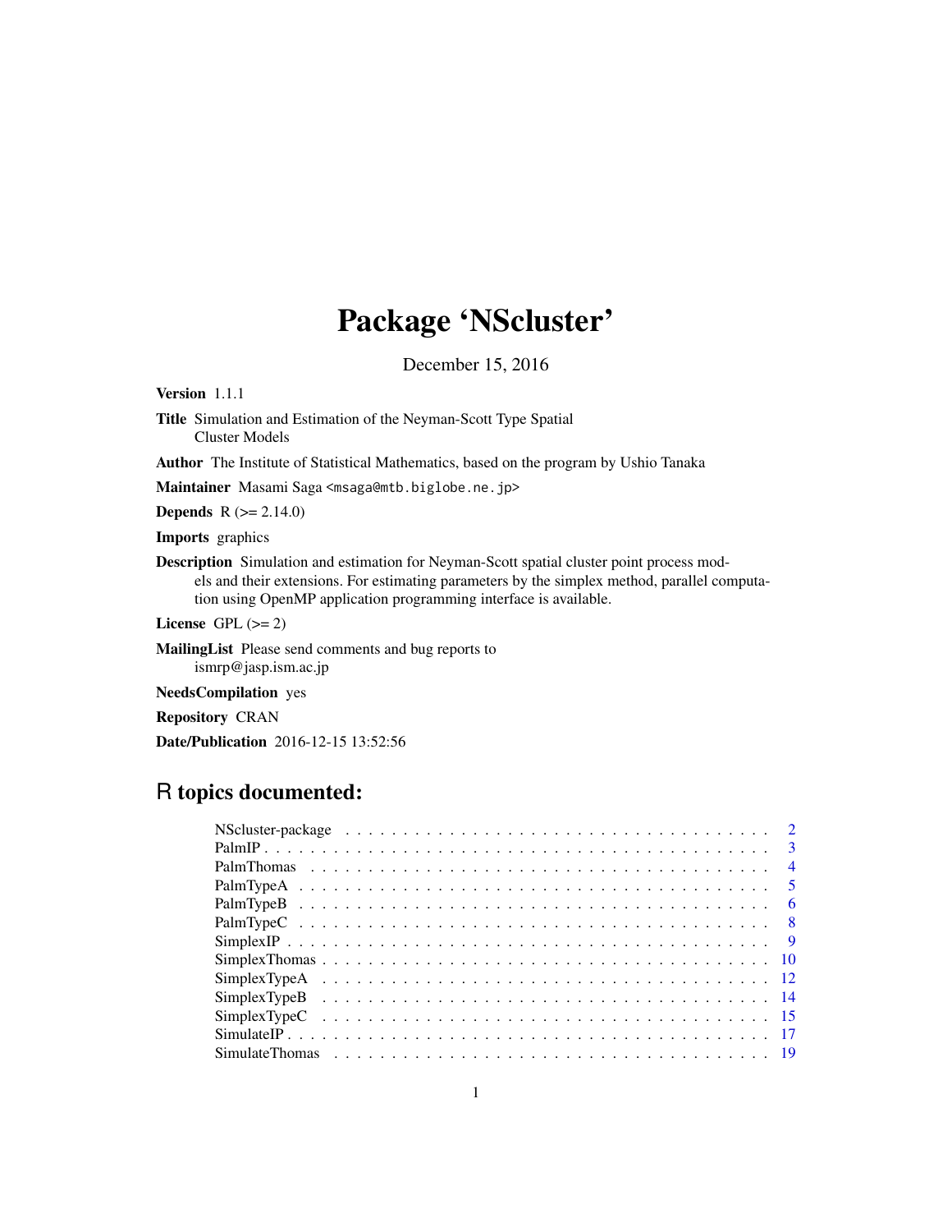# Package 'NScluster'

December 15, 2016

**Version** 1.1.1

**Title** Simulation and Estimation of the Neyman-Scott Type Spatial Cluster Models

**Author** The Institute of Statistical Mathematics, based on the program by Ushio Tanaka

**Maintainer** Masami Saga <msaga@mtb.biglobe.ne.jp>

**Depends** R (>= 2.14.0)

**Imports** graphics

**Description** Simulation and estimation for Neyman-Scott spatial cluster point process models and their extensions. For estimating parameters by the simplex method, parallel computation using OpenMP application programming interface is available.

**License** GPL (>= 2)

**MailingList** Please send comments and bug reports to ismrp@jasp.ism.ac.jp

**NeedsCompilation** yes

**Repository** CRAN

**Date/Publication** 2016-12-15 13:52:56

## R topics documented:

| | |
|---|---|
| NScluster-package | 2 |
| PalmIP | 3 |
| PalmThomas | 4 |
| PalmTypeA | 5 |
| PalmTypeB | 6 |
| PalmTypeC | 8 |
| SimplexIP | 9 |
| SimplexThomas | 10 |
| SimplexTypeA | 12 |
| SimplexTypeB | 14 |
| SimplexTypeC | 15 |
| SimulateIP | 17 |
| SimulateThomas | 19 |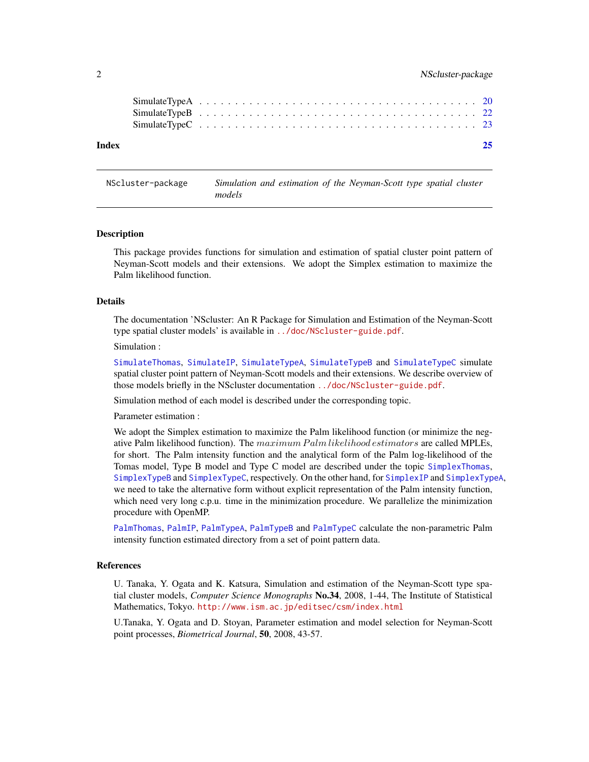| | |
|---|---|
| SimulateTypeA | 20 |
| SimulateTypeB | 22 |
| SimulateTypeC | 23 |

**Index** **25**

---

`NScluster-package` *Simulation and estimation of the Neyman-Scott type spatial cluster models*

---

## Description

This package provides functions for simulation and estimation of spatial cluster point pattern of Neyman-Scott models and their extensions. We adopt the Simplex estimation to maximize the Palm likelihood function.

## Details

The documentation 'NScluster: An R Package for Simulation and Estimation of the Neyman-Scott type spatial cluster models' is available in `../doc/NScluster-guide.pdf`.

Simulation :

`SimulateThomas`, `SimulateIP`, `SimulateTypeA`, `SimulateTypeB` and `SimulateTypeC` simulate spatial cluster point pattern of Neyman-Scott models and their extensions. We describe overview of those models briefly in the NScluster documentation `../doc/NScluster-guide.pdf`.

Simulation method of each model is described under the corresponding topic.

Parameter estimation :

We adopt the Simplex estimation to maximize the Palm likelihood function (or minimize the negative Palm likelihood function). The $maximum\, Palm\, likelihood\, estimators$ are called MPLEs, for short. The Palm intensity function and the analytical form of the Palm log-likelihood of the Tomas model, Type B model and Type C model are described under the topic `SimplexThomas`, `SimplexTypeB` and `SimplexTypeC`, respectively. On the other hand, for `SimplexIP` and `SimplexTypeA`, we need to take the alternative form without explicit representation of the Palm intensity function, which need very long c.p.u. time in the minimization procedure. We parallelize the minimization procedure with OpenMP.

`PalmThomas`, `PalmIP`, `PalmTypeA`, `PalmTypeB` and `PalmTypeC` calculate the non-parametric Palm intensity function estimated directory from a set of point pattern data.

## References

U. Tanaka, Y. Ogata and K. Katsura, Simulation and estimation of the Neyman-Scott type spatial cluster models, *Computer Science Monographs* **No.34**, 2008, 1-44, The Institute of Statistical Mathematics, Tokyo. `http://www.ism.ac.jp/editsec/csm/index.html`

U.Tanaka, Y. Ogata and D. Stoyan, Parameter estimation and model selection for Neyman-Scott point processes, *Biometrical Journal*, **50**, 2008, 43-57.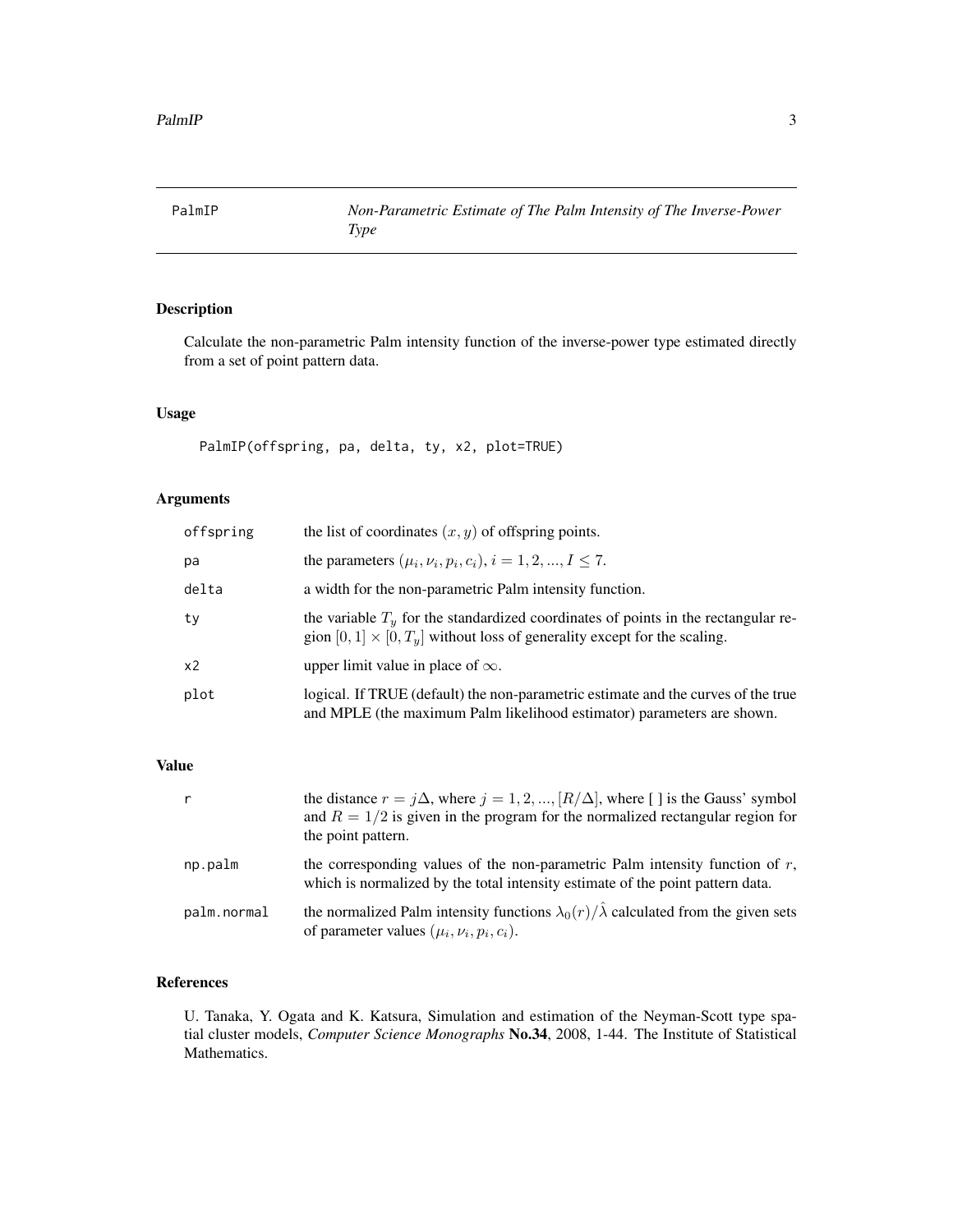PalmIP *Non-Parametric Estimate of The Palm Intensity of The Inverse-Power Type*

## Description

Calculate the non-parametric Palm intensity function of the inverse-power type estimated directly from a set of point pattern data.

## Usage

```
PalmIP(offspring, pa, delta, ty, x2, plot=TRUE)
```

## Arguments

| | |
|---|---|
| offspring | the list of coordinates $(x, y)$ of offspring points. |
| pa | the parameters $(\mu_i, \nu_i, p_i, c_i)$, $i = 1, 2, ..., I \leq 7$. |
| delta | a width for the non-parametric Palm intensity function. |
| ty | the variable $T_y$ for the standardized coordinates of points in the rectangular region $[0, 1] \times [0, T_y]$ without loss of generality except for the scaling. |
| x2 | upper limit value in place of $\infty$. |
| plot | logical. If TRUE (default) the non-parametric estimate and the curves of the true and MPLE (the maximum Palm likelihood estimator) parameters are shown. |

## Value

| | |
|---|---|
| r | the distance $r = j\Delta$, where $j = 1, 2, ..., [R/\Delta]$, where [ ] is the Gauss' symbol and $R = 1/2$ is given in the program for the normalized rectangular region for the point pattern. |
| np.palm | the corresponding values of the non-parametric Palm intensity function of $r$, which is normalized by the total intensity estimate of the point pattern data. |
| palm.normal | the normalized Palm intensity functions $\lambda_0(r)/\hat{\lambda}$ calculated from the given sets of parameter values $(\mu_i, \nu_i, p_i, c_i)$. |

## References

U. Tanaka, Y. Ogata and K. Katsura, Simulation and estimation of the Neyman-Scott type spatial cluster models, *Computer Science Monographs* **No.34**, 2008, 1-44. The Institute of Statistical Mathematics.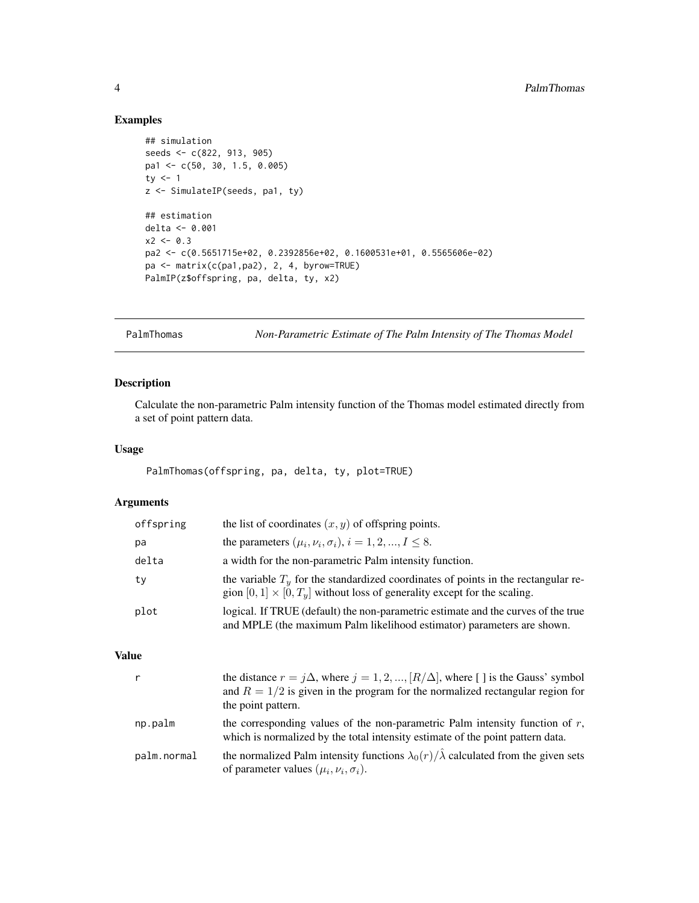## Examples

```
## simulation
seeds <- c(822, 913, 905)
pa1 <- c(50, 30, 1.5, 0.005)
ty <- 1
z <- SimulateIP(seeds, pa1, ty)

## estimation
delta <- 0.001
x2 <- 0.3
pa2 <- c(0.5651715e+02, 0.2392856e+02, 0.1600531e+01, 0.5565606e-02)
pa <- matrix(c(pa1,pa2), 2, 4, byrow=TRUE)
PalmIP(z$offspring, pa, delta, ty, x2)
```

---

# PalmThomas — *Non-Parametric Estimate of The Palm Intensity of The Thomas Model*

## Description

Calculate the non-parametric Palm intensity function of the Thomas model estimated directly from a set of point pattern data.

## Usage

```
PalmThomas(offspring, pa, delta, ty, plot=TRUE)
```

## Arguments

| | |
|---|---|
| offspring | the list of coordinates $(x, y)$ of offspring points. |
| pa | the parameters $(\mu_i, \nu_i, \sigma_i)$, $i = 1, 2, ..., I \leq 8$. |
| delta | a width for the non-parametric Palm intensity function. |
| ty | the variable $T_y$ for the standardized coordinates of points in the rectangular region $[0, 1] \times [0, T_y]$ without loss of generality except for the scaling. |
| plot | logical. If TRUE (default) the non-parametric estimate and the curves of the true and MPLE (the maximum Palm likelihood estimator) parameters are shown. |

## Value

| | |
|---|---|
| r | the distance $r = j\Delta$, where $j = 1, 2, ..., [R/\Delta]$, where [ ] is the Gauss' symbol and $R = 1/2$ is given in the program for the normalized rectangular region for the point pattern. |
| np.palm | the corresponding values of the non-parametric Palm intensity function of $r$, which is normalized by the total intensity estimate of the point pattern data. |
| palm.normal | the normalized Palm intensity functions $\lambda_0(r)/\hat{\lambda}$ calculated from the given sets of parameter values $(\mu_i, \nu_i, \sigma_i)$. |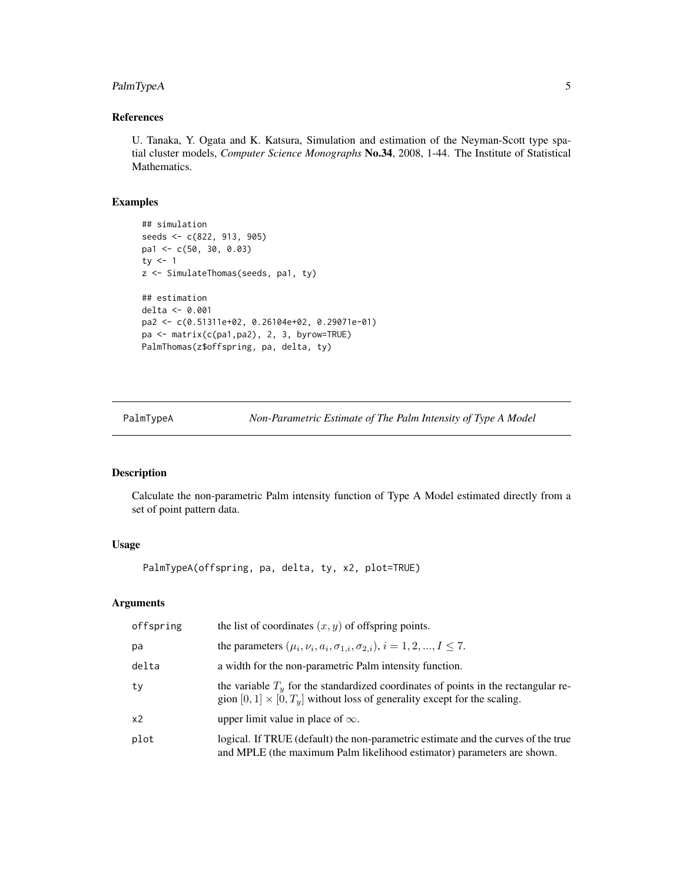### References

U. Tanaka, Y. Ogata and K. Katsura, Simulation and estimation of the Neyman-Scott type spatial cluster models, *Computer Science Monographs* **No.34**, 2008, 1-44. The Institute of Statistical Mathematics.

### Examples

```
## simulation
seeds <- c(822, 913, 905)
pa1 <- c(50, 30, 0.03)
ty <- 1
z <- SimulateThomas(seeds, pa1, ty)

## estimation
delta <- 0.001
pa2 <- c(0.51311e+02, 0.26104e+02, 0.29071e-01)
pa <- matrix(c(pa1,pa2), 2, 3, byrow=TRUE)
PalmThomas(z$offspring, pa, delta, ty)
```

## PalmTypeA — *Non-Parametric Estimate of The Palm Intensity of Type A Model*

### Description

Calculate the non-parametric Palm intensity function of Type A Model estimated directly from a set of point pattern data.

### Usage

```
PalmTypeA(offspring, pa, delta, ty, x2, plot=TRUE)
```

### Arguments

| | |
|---|---|
| offspring | the list of coordinates $(x, y)$ of offspring points. |
| pa | the parameters $(\mu_i, \nu_i, a_i, \sigma_{1,i}, \sigma_{2,i}), i = 1, 2, ..., I \leq 7$. |
| delta | a width for the non-parametric Palm intensity function. |
| ty | the variable $T_y$ for the standardized coordinates of points in the rectangular region $[0, 1] \times [0, T_y]$ without loss of generality except for the scaling. |
| x2 | upper limit value in place of $\infty$. |
| plot | logical. If TRUE (default) the non-parametric estimate and the curves of the true and MPLE (the maximum Palm likelihood estimator) parameters are shown. |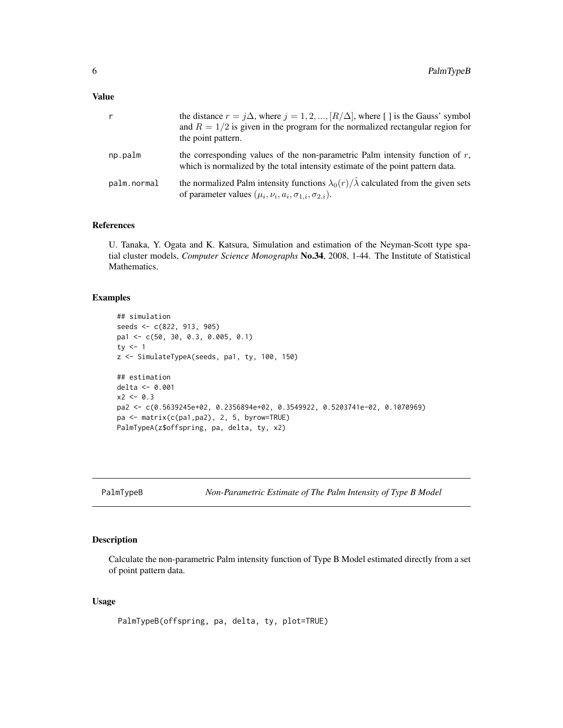### Value

| | |
|---|---|
| r | the distance $r = j\Delta$, where $j = 1, 2, ..., [R/\Delta]$, where [ ] is the Gauss' symbol and $R = 1/2$ is given in the program for the normalized rectangular region for the point pattern. |
| np.palm | the corresponding values of the non-parametric Palm intensity function of $r$, which is normalized by the total intensity estimate of the point pattern data. |
| palm.normal | the normalized Palm intensity functions $\lambda_0(r)/\hat{\lambda}$ calculated from the given sets of parameter values $(\mu_i, \nu_i, a_i, \sigma_{1,i}, \sigma_{2,i})$. |

### References

U. Tanaka, Y. Ogata and K. Katsura, Simulation and estimation of the Neyman-Scott type spatial cluster models, *Computer Science Monographs* **No.34**, 2008, 1-44. The Institute of Statistical Mathematics.

### Examples

```
## simulation
seeds <- c(822, 913, 905)
pa1 <- c(50, 30, 0.3, 0.005, 0.1)
ty <- 1
z <- SimulateTypeA(seeds, pa1, ty, 100, 150)

## estimation
delta <- 0.001
x2 <- 0.3
pa2 <- c(0.5639245e+02, 0.2356894e+02, 0.3549922, 0.5203741e-02, 0.1070969)
pa <- matrix(c(pa1,pa2), 2, 5, byrow=TRUE)
PalmTypeA(z$offspring, pa, delta, ty, x2)
```

---

## PalmTypeB *Non-Parametric Estimate of The Palm Intensity of Type B Model*

### Description

Calculate the non-parametric Palm intensity function of Type B Model estimated directly from a set of point pattern data.

### Usage

```
PalmTypeB(offspring, pa, delta, ty, plot=TRUE)
```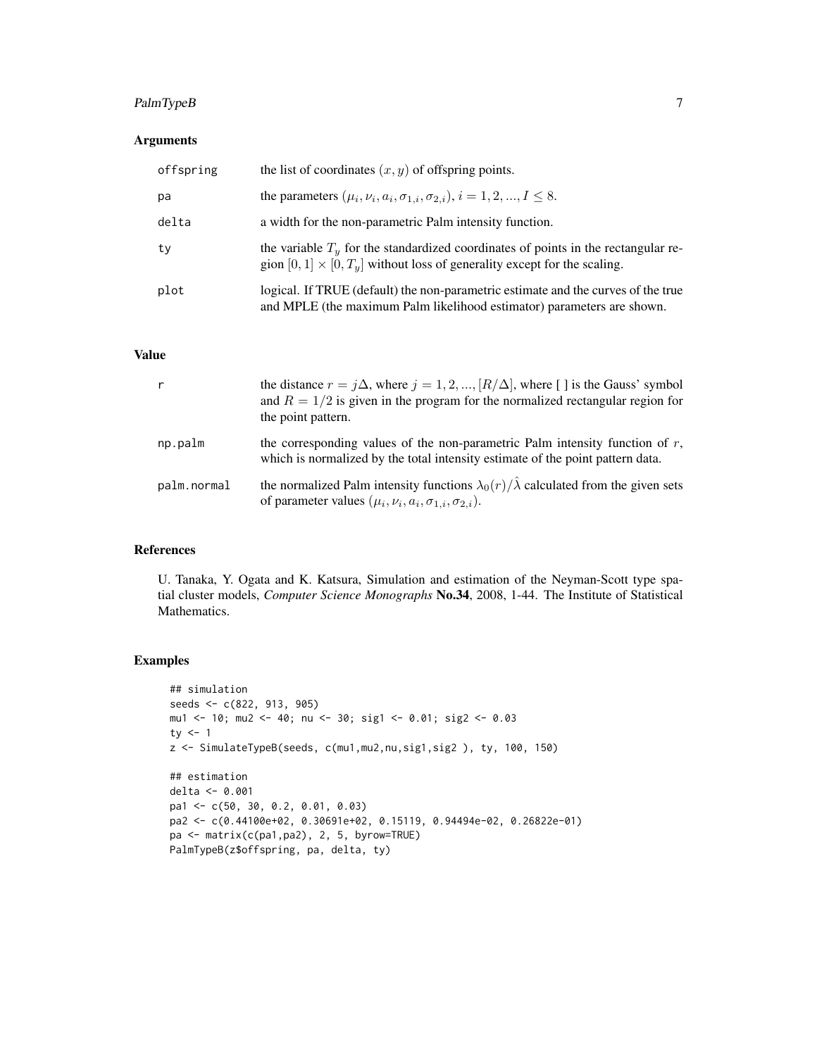## Arguments

| | |
|---|---|
| offspring | the list of coordinates $(x, y)$ of offspring points. |
| pa | the parameters $(\mu_i, \nu_i, a_i, \sigma_{1,i}, \sigma_{2,i})$, $i = 1, 2, ..., I \leq 8$. |
| delta | a width for the non-parametric Palm intensity function. |
| ty | the variable $T_y$ for the standardized coordinates of points in the rectangular region $[0, 1] \times [0, T_y]$ without loss of generality except for the scaling. |
| plot | logical. If TRUE (default) the non-parametric estimate and the curves of the true and MPLE (the maximum Palm likelihood estimator) parameters are shown. |

## Value

| | |
|---|---|
| r | the distance $r = j\Delta$, where $j = 1, 2, ..., [R/\Delta]$, where [ ] is the Gauss' symbol and $R = 1/2$ is given in the program for the normalized rectangular region for the point pattern. |
| np.palm | the corresponding values of the non-parametric Palm intensity function of $r$, which is normalized by the total intensity estimate of the point pattern data. |
| palm.normal | the normalized Palm intensity functions $\lambda_0(r)/\hat{\lambda}$ calculated from the given sets of parameter values $(\mu_i, \nu_i, a_i, \sigma_{1,i}, \sigma_{2,i})$. |

## References

U. Tanaka, Y. Ogata and K. Katsura, Simulation and estimation of the Neyman-Scott type spatial cluster models, *Computer Science Monographs* **No.34**, 2008, 1-44. The Institute of Statistical Mathematics.

## Examples

```
## simulation
seeds <- c(822, 913, 905)
mu1 <- 10; mu2 <- 40; nu <- 30; sig1 <- 0.01; sig2 <- 0.03
ty <- 1
z <- SimulateTypeB(seeds, c(mu1,mu2,nu,sig1,sig2 ), ty, 100, 150)

## estimation
delta <- 0.001
pa1 <- c(50, 30, 0.2, 0.01, 0.03)
pa2 <- c(0.44100e+02, 0.30691e+02, 0.15119, 0.94494e-02, 0.26822e-01)
pa <- matrix(c(pa1,pa2), 2, 5, byrow=TRUE)
PalmTypeB(z$offspring, pa, delta, ty)
```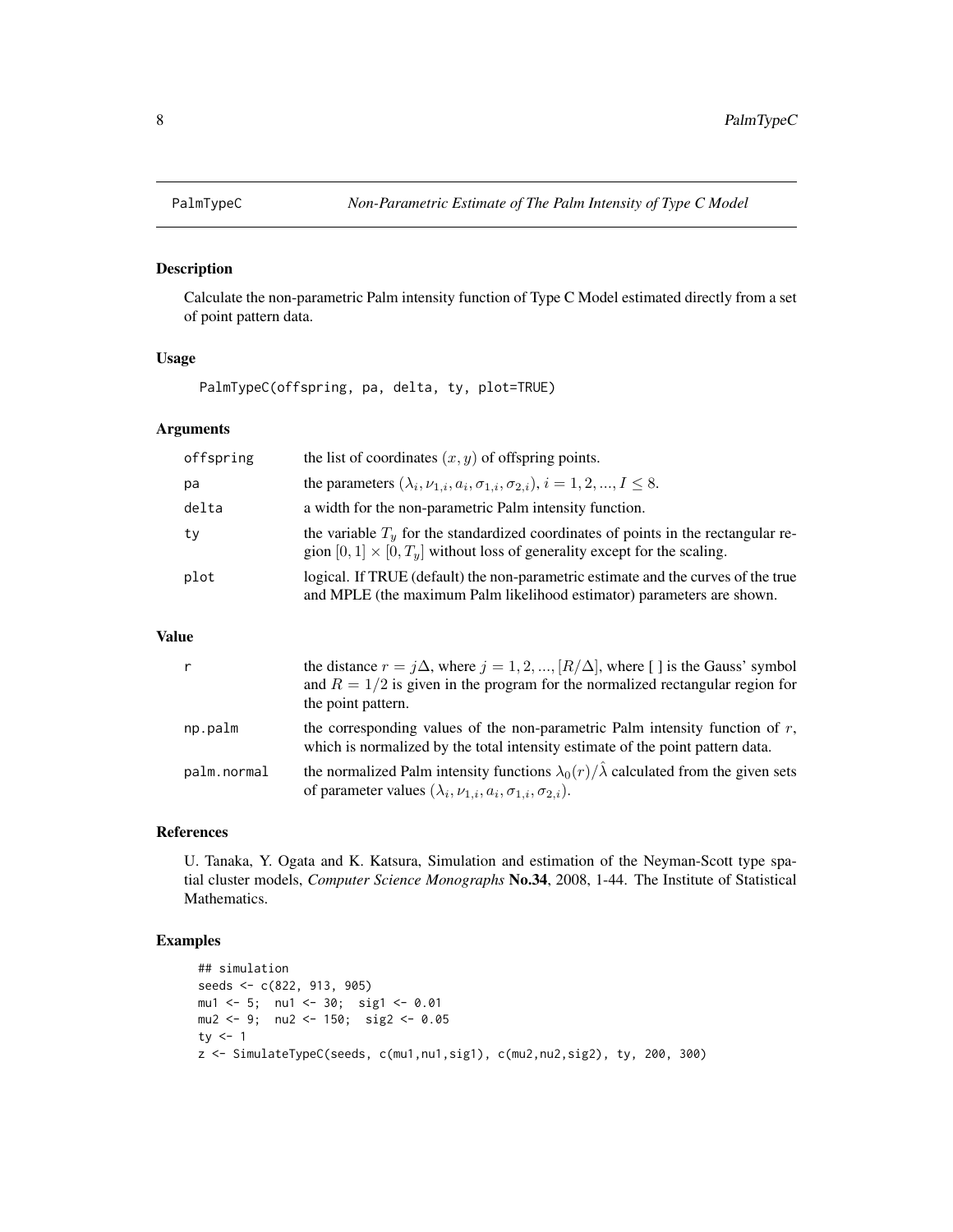PalmTypeC *Non-Parametric Estimate of The Palm Intensity of Type C Model*

## Description

Calculate the non-parametric Palm intensity function of Type C Model estimated directly from a set of point pattern data.

## Usage

```
PalmTypeC(offspring, pa, delta, ty, plot=TRUE)
```

## Arguments

| | |
|---|---|
| offspring | the list of coordinates $(x, y)$ of offspring points. |
| pa | the parameters $(\lambda_i, \nu_{1,i}, a_i, \sigma_{1,i}, \sigma_{2,i})$, $i = 1, 2, ..., I \leq 8$. |
| delta | a width for the non-parametric Palm intensity function. |
| ty | the variable $T_y$ for the standardized coordinates of points in the rectangular region $[0, 1] \times [0, T_y]$ without loss of generality except for the scaling. |
| plot | logical. If TRUE (default) the non-parametric estimate and the curves of the true and MPLE (the maximum Palm likelihood estimator) parameters are shown. |

## Value

| | |
|---|---|
| r | the distance $r = j\Delta$, where $j = 1, 2, ..., [R/\Delta]$, where [ ] is the Gauss' symbol and $R = 1/2$ is given in the program for the normalized rectangular region for the point pattern. |
| np.palm | the corresponding values of the non-parametric Palm intensity function of $r$, which is normalized by the total intensity estimate of the point pattern data. |
| palm.normal | the normalized Palm intensity functions $\lambda_0(r)/\hat{\lambda}$ calculated from the given sets of parameter values $(\lambda_i, \nu_{1,i}, a_i, \sigma_{1,i}, \sigma_{2,i})$. |

## References

U. Tanaka, Y. Ogata and K. Katsura, Simulation and estimation of the Neyman-Scott type spatial cluster models, *Computer Science Monographs* **No.34**, 2008, 1-44. The Institute of Statistical Mathematics.

## Examples

```
## simulation
seeds <- c(822, 913, 905)
mu1 <- 5;  nu1 <- 30;  sig1 <- 0.01
mu2 <- 9;  nu2 <- 150;  sig2 <- 0.05
ty <- 1
z <- SimulateTypeC(seeds, c(mu1,nu1,sig1), c(mu2,nu2,sig2), ty, 200, 300)
```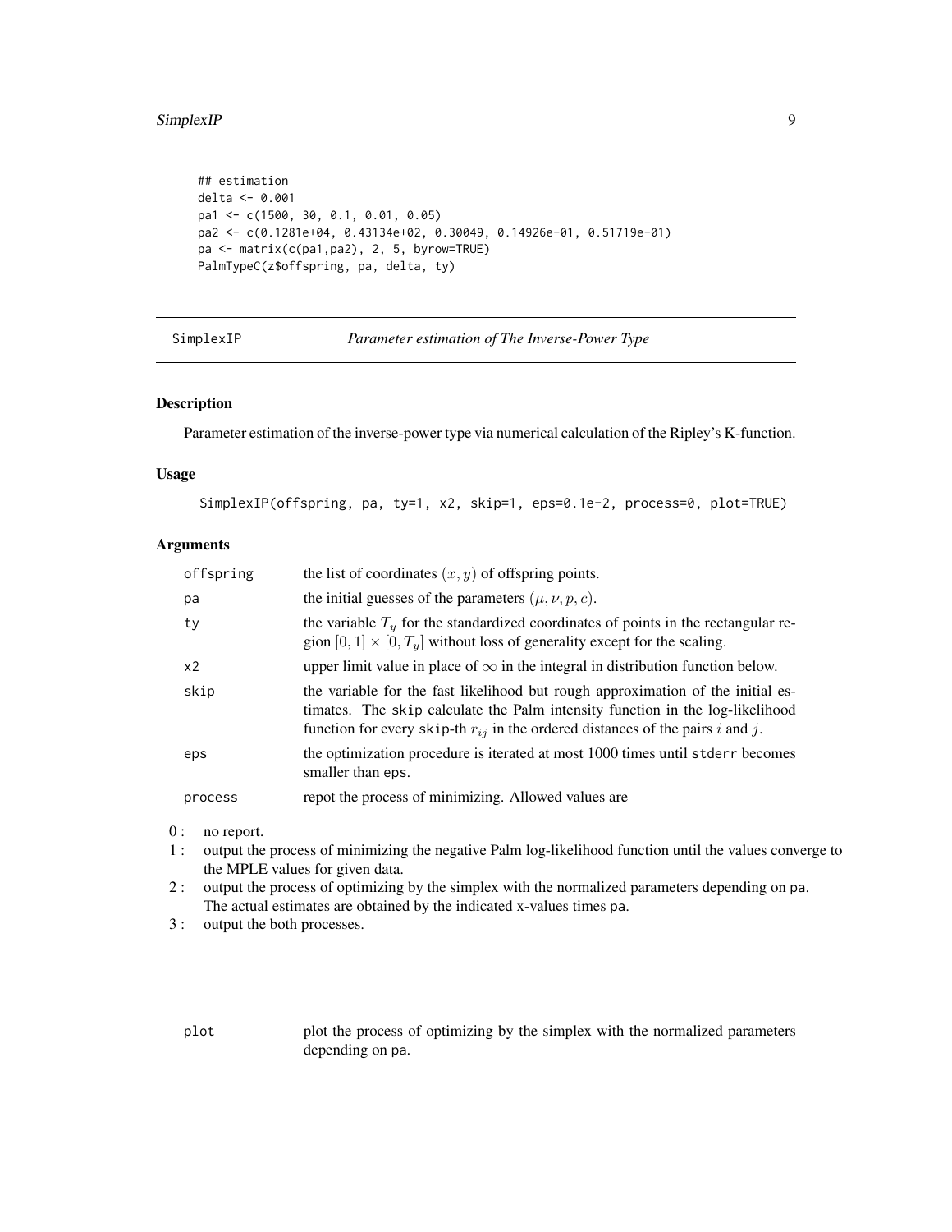```
## estimation
delta <- 0.001
pa1 <- c(1500, 30, 0.1, 0.01, 0.05)
pa2 <- c(0.1281e+04, 0.43134e+02, 0.30049, 0.14926e-01, 0.51719e-01)
pa <- matrix(c(pa1,pa2), 2, 5, byrow=TRUE)
PalmTypeC(z$offspring, pa, delta, ty)
```

---

SimplexIP — *Parameter estimation of The Inverse-Power Type*

---

## Description

Parameter estimation of the inverse-power type via numerical calculation of the Ripley's K-function.

## Usage

```
SimplexIP(offspring, pa, ty=1, x2, skip=1, eps=0.1e-2, process=0, plot=TRUE)
```

## Arguments

| | |
|---|---|
| `offspring` | the list of coordinates $(x, y)$ of offspring points. |
| `pa` | the initial guesses of the parameters $(\mu, \nu, p, c)$. |
| `ty` | the variable $T_y$ for the standardized coordinates of points in the rectangular region $[0, 1] \times [0, T_y]$ without loss of generality except for the scaling. |
| `x2` | upper limit value in place of $\infty$ in the integral in distribution function below. |
| `skip` | the variable for the fast likelihood but rough approximation of the initial estimates. The `skip` calculate the Palm intensity function in the log-likelihood function for every `skip`-th $r_{ij}$ in the ordered distances of the pairs $i$ and $j$. |
| `eps` | the optimization procedure is iterated at most 1000 times until `stderr` becomes smaller than `eps`. |
| `process` | repot the process of minimizing. Allowed values are |

0 : no report.

1 : output the process of minimizing the negative Palm log-likelihood function until the values converge to the MPLE values for given data.

2 : output the process of optimizing by the simplex with the normalized parameters depending on `pa`. The actual estimates are obtained by the indicated x-values times `pa`.

3 : output the both processes.

| | |
|---|---|
| `plot` | plot the process of optimizing by the simplex with the normalized parameters depending on `pa`. |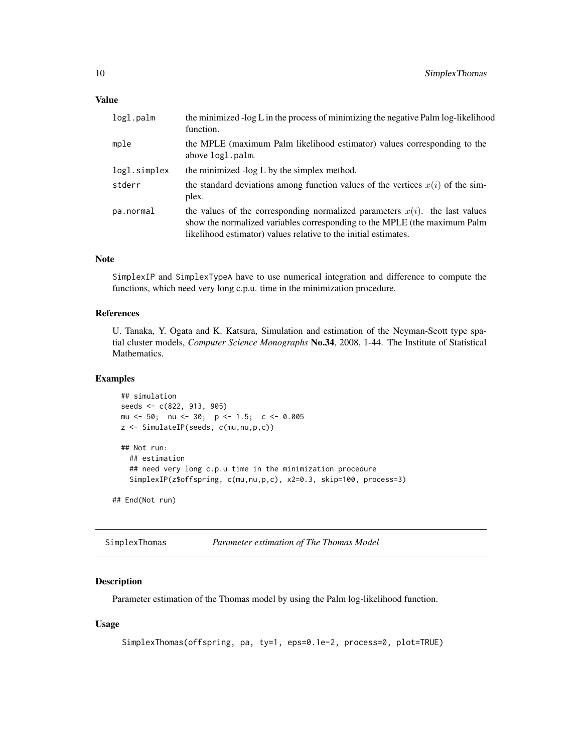### Value

| | |
|---|---|
| logl.palm | the minimized -log L in the process of minimizing the negative Palm log-likelihood function. |
| mple | the MPLE (maximum Palm likelihood estimator) values corresponding to the above logl.palm. |
| logl.simplex | the minimized -log L by the simplex method. |
| stderr | the standard deviations among function values of the vertices $x(i)$ of the simplex. |
| pa.normal | the values of the corresponding normalized parameters $x(i)$. the last values show the normalized variables corresponding to the MPLE (the maximum Palm likelihood estimator) values relative to the initial estimates. |

### Note

SimplexIP and SimplexTypeA have to use numerical integration and difference to compute the functions, which need very long c.p.u. time in the minimization procedure.

### References

U. Tanaka, Y. Ogata and K. Katsura, Simulation and estimation of the Neyman-Scott type spatial cluster models, *Computer Science Monographs* **No.34**, 2008, 1-44. The Institute of Statistical Mathematics.

### Examples

```
  ## simulation
  seeds <- c(822, 913, 905)
  mu <- 50;  nu <- 30;  p <- 1.5;  c <- 0.005
  z <- SimulateIP(seeds, c(mu,nu,p,c))

  ## Not run:
    ## estimation
    ## need very long c.p.u time in the minimization procedure
    SimplexIP(z$offspring, c(mu,nu,p,c), x2=0.3, skip=100, process=3)

## End(Not run)
```

---

## SimplexThomas    *Parameter estimation of The Thomas Model*

### Description

Parameter estimation of the Thomas model by using the Palm log-likelihood function.

### Usage

```
SimplexThomas(offspring, pa, ty=1, eps=0.1e-2, process=0, plot=TRUE)
```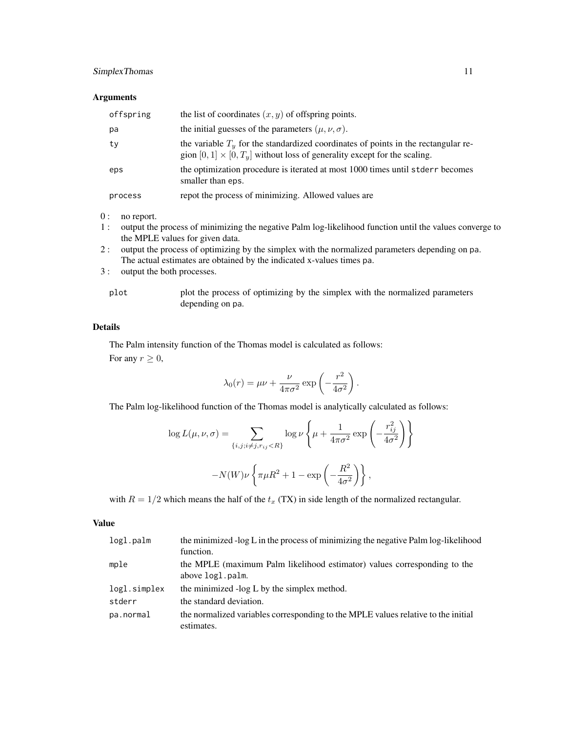### Arguments

| | |
|---|---|
| `offspring` | the list of coordinates $(x, y)$ of offspring points. |
| `pa` | the initial guesses of the parameters $(\mu, \nu, \sigma)$. |
| `ty` | the variable $T_y$ for the standardized coordinates of points in the rectangular region $[0, 1] \times [0, T_y]$ without loss of generality except for the scaling. |
| `eps` | the optimization procedure is iterated at most 1000 times until `stderr` becomes smaller than `eps`. |
| `process` | repot the process of minimizing. Allowed values are |

- 0 : no report.
- 1 : output the process of minimizing the negative Palm log-likelihood function until the values converge to the MPLE values for given data.
- 2 : output the process of optimizing by the simplex with the normalized parameters depending on `pa`. The actual estimates are obtained by the indicated x-values times `pa`.
- 3 : output the both processes.

| | |
|---|---|
| `plot` | plot the process of optimizing by the simplex with the normalized parameters depending on `pa`. |

### Details

The Palm intensity function of the Thomas model is calculated as follows:

For any $r \geq 0$,

$$\lambda_0(r) = \mu\nu + \frac{\nu}{4\pi\sigma^2} \exp\left(-\frac{r^2}{4\sigma^2}\right).$$

The Palm log-likelihood function of the Thomas model is analytically calculated as follows:

$$\log L(\mu, \nu, \sigma) = \sum_{\{i,j; i \neq j, r_{ij} < R\}} \log \nu \left\{ \mu + \frac{1}{4\pi\sigma^2} \exp\left(-\frac{r_{ij}^2}{4\sigma^2}\right) \right\}$$

$$-N(W)\nu \left\{ \pi\mu R^2 + 1 - \exp\left(-\frac{R^2}{4\sigma^2}\right) \right\},$$

with $R = 1/2$ which means the half of the $t_x$ (TX) in side length of the normalized rectangular.

### Value

| | |
|---|---|
| `logl.palm` | the minimized -log L in the process of minimizing the negative Palm log-likelihood function. |
| `mple` | the MPLE (maximum Palm likelihood estimator) values corresponding to the above `logl.palm`. |
| `logl.simplex` | the minimized -log L by the simplex method. |
| `stderr` | the standard deviation. |
| `pa.normal` | the normalized variables corresponding to the MPLE values relative to the initial estimates. |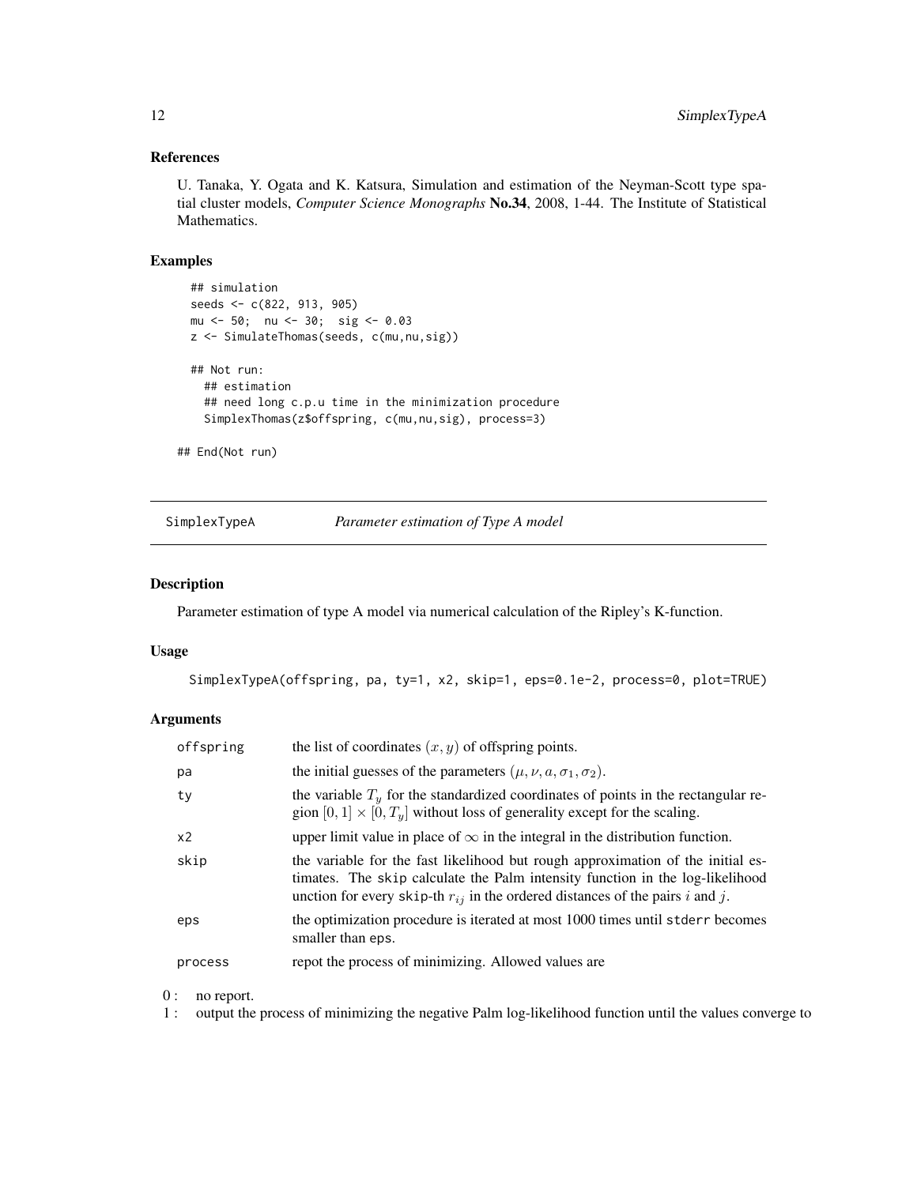## References

U. Tanaka, Y. Ogata and K. Katsura, Simulation and estimation of the Neyman-Scott type spatial cluster models, *Computer Science Monographs* **No.34**, 2008, 1-44. The Institute of Statistical Mathematics.

## Examples

```
## simulation
seeds <- c(822, 913, 905)
mu <- 50;  nu <- 30;  sig <- 0.03
z <- SimulateThomas(seeds, c(mu,nu,sig))

## Not run:
  ## estimation
  ## need long c.p.u time in the minimization procedure
  SimplexThomas(z$offspring, c(mu,nu,sig), process=3)

## End(Not run)
```

---

# SimplexTypeA *Parameter estimation of Type A model*

## Description

Parameter estimation of type A model via numerical calculation of the Ripley's K-function.

## Usage

```
SimplexTypeA(offspring, pa, ty=1, x2, skip=1, eps=0.1e-2, process=0, plot=TRUE)
```

## Arguments

| | |
|---|---|
| offspring | the list of coordinates $(x, y)$ of offspring points. |
| pa | the initial guesses of the parameters $(\mu, \nu, a, \sigma_1, \sigma_2)$. |
| ty | the variable $T_y$ for the standardized coordinates of points in the rectangular region $[0, 1] \times [0, T_y]$ without loss of generality except for the scaling. |
| x2 | upper limit value in place of $\infty$ in the integral in the distribution function. |
| skip | the variable for the fast likelihood but rough approximation of the initial estimates. The skip calculate the Palm intensity function in the log-likelihood unction for every skip-th $r_{ij}$ in the ordered distances of the pairs $i$ and $j$. |
| eps | the optimization procedure is iterated at most 1000 times until stderr becomes smaller than eps. |
| process | repot the process of minimizing. Allowed values are |

0 : no report.

1 : output the process of minimizing the negative Palm log-likelihood function until the values converge to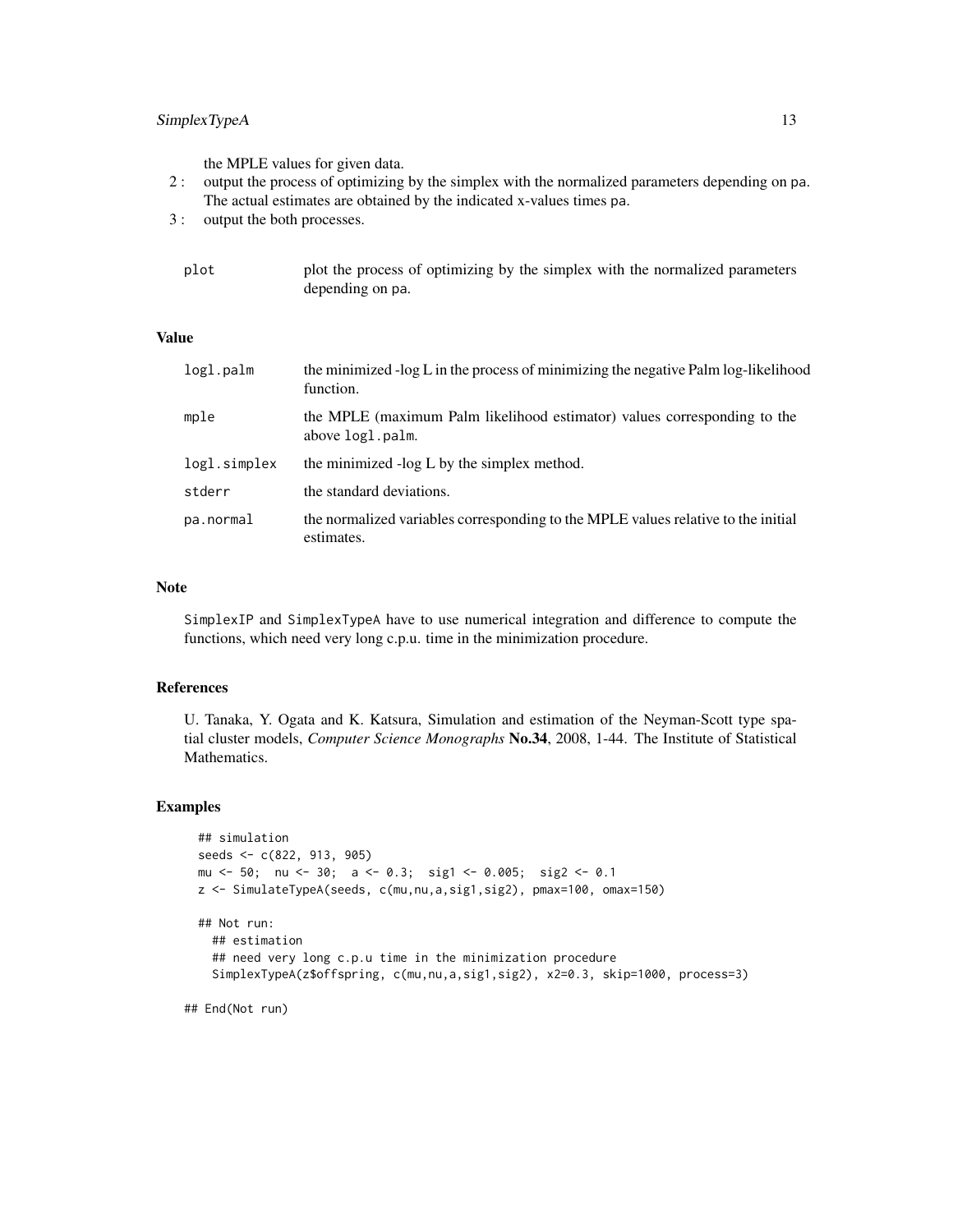the MPLE values for given data.

2 : output the process of optimizing by the simplex with the normalized parameters depending on `pa`. The actual estimates are obtained by the indicated x-values times `pa`.

3 : output the both processes.

| | |
|---|---|
| `plot` | plot the process of optimizing by the simplex with the normalized parameters depending on `pa`. |

## Value

| | |
|---|---|
| `logl.palm` | the minimized -log L in the process of minimizing the negative Palm log-likelihood function. |
| `mple` | the MPLE (maximum Palm likelihood estimator) values corresponding to the above `logl.palm`. |
| `logl.simplex` | the minimized -log L by the simplex method. |
| `stderr` | the standard deviations. |
| `pa.normal` | the normalized variables corresponding to the MPLE values relative to the initial estimates. |

## Note

`SimplexIP` and `SimplexTypeA` have to use numerical integration and difference to compute the functions, which need very long c.p.u. time in the minimization procedure.

## References

U. Tanaka, Y. Ogata and K. Katsura, Simulation and estimation of the Neyman-Scott type spatial cluster models, *Computer Science Monographs* **No.34**, 2008, 1-44. The Institute of Statistical Mathematics.

## Examples

```
## simulation
seeds <- c(822, 913, 905)
mu <- 50;  nu <- 30;  a <- 0.3;  sig1 <- 0.005;  sig2 <- 0.1
z <- SimulateTypeA(seeds, c(mu,nu,a,sig1,sig2), pmax=100, omax=150)

## Not run:
  ## estimation
  ## need very long c.p.u time in the minimization procedure
  SimplexTypeA(z$offspring, c(mu,nu,a,sig1,sig2), x2=0.3, skip=1000, process=3)

## End(Not run)
```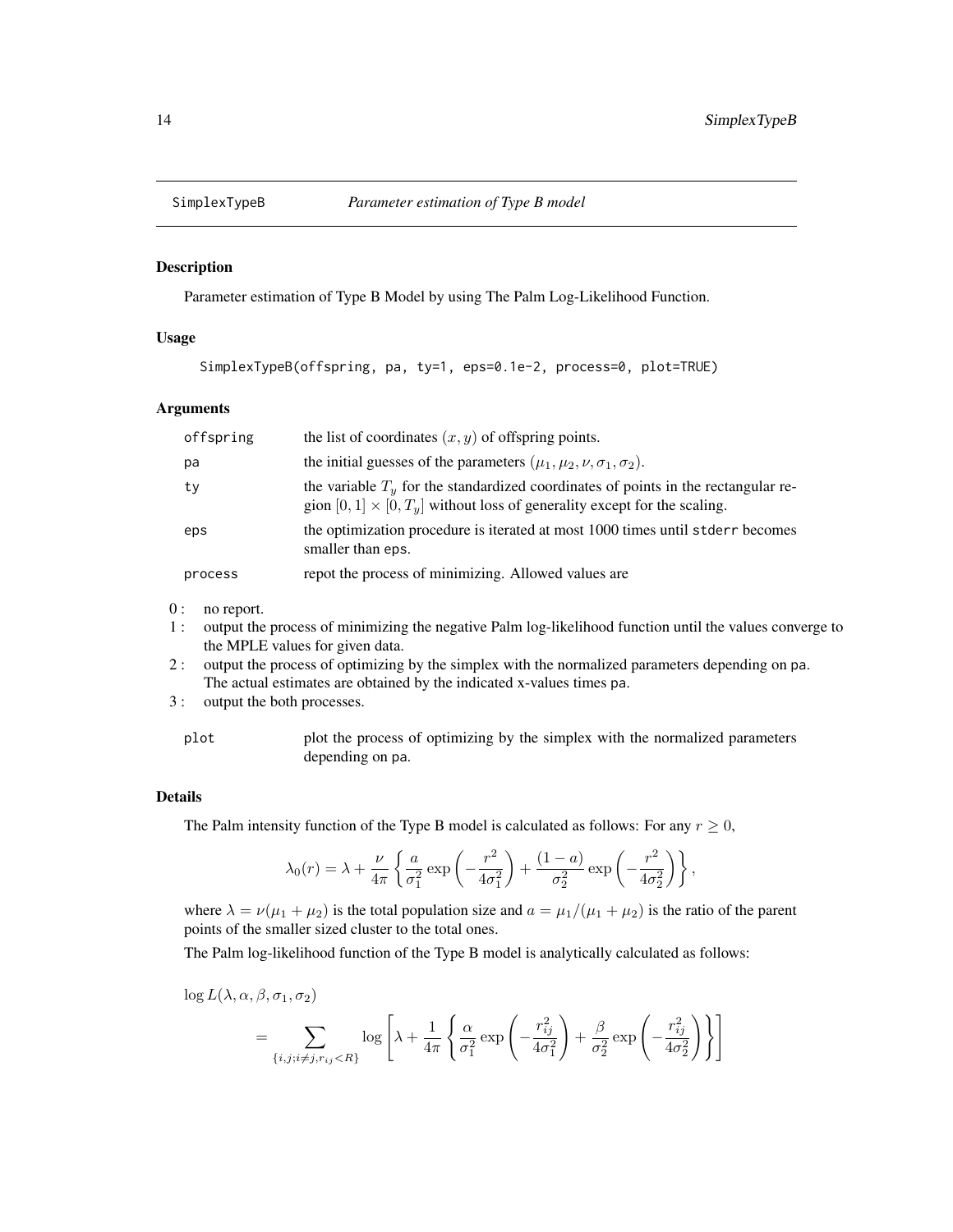# SimplexTypeB — *Parameter estimation of Type B model*

## Description

Parameter estimation of Type B Model by using The Palm Log-Likelihood Function.

## Usage

```
SimplexTypeB(offspring, pa, ty=1, eps=0.1e-2, process=0, plot=TRUE)
```

## Arguments

| | |
|---|---|
| `offspring` | the list of coordinates $(x, y)$ of offspring points. |
| `pa` | the initial guesses of the parameters $(\mu_1, \mu_2, \nu, \sigma_1, \sigma_2)$. |
| `ty` | the variable $T_y$ for the standardized coordinates of points in the rectangular region $[0, 1] \times [0, T_y]$ without loss of generality except for the scaling. |
| `eps` | the optimization procedure is iterated at most 1000 times until `stderr` becomes smaller than `eps`. |
| `process` | repot the process of minimizing. Allowed values are |

- 0 : no report.
- 1 : output the process of minimizing the negative Palm log-likelihood function until the values converge to the MPLE values for given data.
- 2 : output the process of optimizing by the simplex with the normalized parameters depending on `pa`. The actual estimates are obtained by the indicated x-values times `pa`.
- 3 : output the both processes.

| | |
|---|---|
| `plot` | plot the process of optimizing by the simplex with the normalized parameters depending on `pa`. |

## Details

The Palm intensity function of the Type B model is calculated as follows: For any $r \geq 0$,

$$\lambda_0(r) = \lambda + \frac{\nu}{4\pi} \left\{ \frac{a}{\sigma_1^2} \exp\left( -\frac{r^2}{4\sigma_1^2} \right) + \frac{(1-a)}{\sigma_2^2} \exp\left( -\frac{r^2}{4\sigma_2^2} \right) \right\},$$

where $\lambda = \nu(\mu_1 + \mu_2)$ is the total population size and $a = \mu_1/(\mu_1 + \mu_2)$ is the ratio of the parent points of the smaller sized cluster to the total ones.

The Palm log-likelihood function of the Type B model is analytically calculated as follows:

$$\log L(\lambda, \alpha, \beta, \sigma_1, \sigma_2)$$

$$= \sum_{\{i,j;i \neq j, r_{ij} < R\}} \log \left[ \lambda + \frac{1}{4\pi} \left\{ \frac{\alpha}{\sigma_1^2} \exp\left( -\frac{r_{ij}^2}{4\sigma_1^2} \right) + \frac{\beta}{\sigma_2^2} \exp\left( -\frac{r_{ij}^2}{4\sigma_2^2} \right) \right\} \right]$$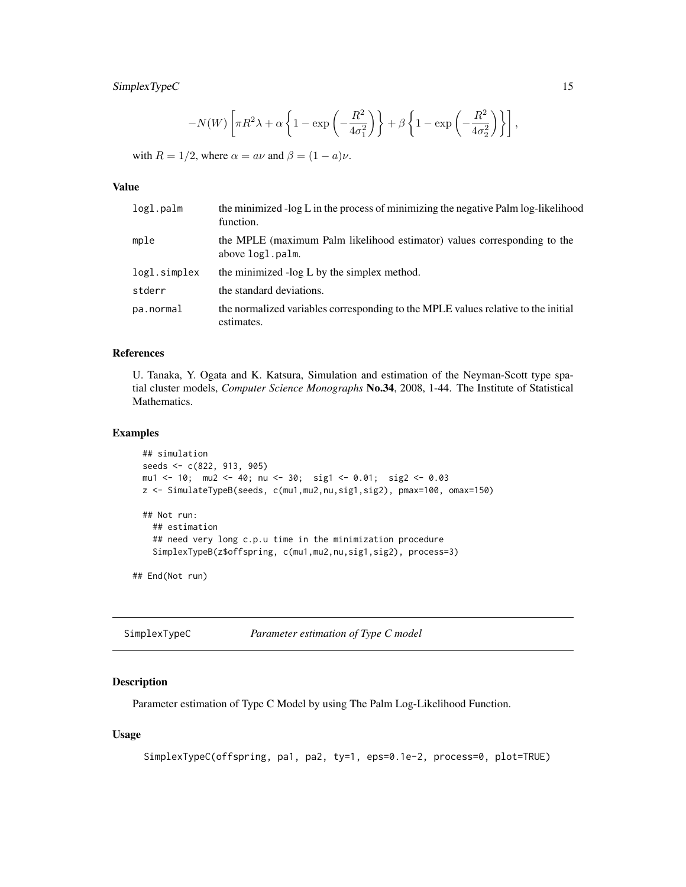$$-N(W)\left[\pi R^2\lambda + \alpha\left\{1 - \exp\left(-\frac{R^2}{4\sigma_1^2}\right)\right\} + \beta\left\{1 - \exp\left(-\frac{R^2}{4\sigma_2^2}\right)\right\}\right],$$

with $R = 1/2$, where $\alpha = a\nu$ and $\beta = (1-a)\nu$.

### Value

| | |
|---|---|
| `logl.palm` | the minimized -log L in the process of minimizing the negative Palm log-likelihood function. |
| `mple` | the MPLE (maximum Palm likelihood estimator) values corresponding to the above `logl.palm`. |
| `logl.simplex` | the minimized -log L by the simplex method. |
| `stderr` | the standard deviations. |
| `pa.normal` | the normalized variables corresponding to the MPLE values relative to the initial estimates. |

### References

U. Tanaka, Y. Ogata and K. Katsura, Simulation and estimation of the Neyman-Scott type spatial cluster models, *Computer Science Monographs* **No.34**, 2008, 1-44. The Institute of Statistical Mathematics.

### Examples

```
## simulation
seeds <- c(822, 913, 905)
mu1 <- 10;  mu2 <- 40; nu <- 30;  sig1 <- 0.01;  sig2 <- 0.03
z <- SimulateTypeB(seeds, c(mu1,mu2,nu,sig1,sig2), pmax=100, omax=150)

## Not run:
  ## estimation
  ## need very long c.p.u time in the minimization procedure
  SimplexTypeB(z$offspring, c(mu1,mu2,nu,sig1,sig2), process=3)

## End(Not run)
```

---

## SimplexTypeC — *Parameter estimation of Type C model*

---

### Description

Parameter estimation of Type C Model by using The Palm Log-Likelihood Function.

### Usage

```
SimplexTypeC(offspring, pa1, pa2, ty=1, eps=0.1e-2, process=0, plot=TRUE)
```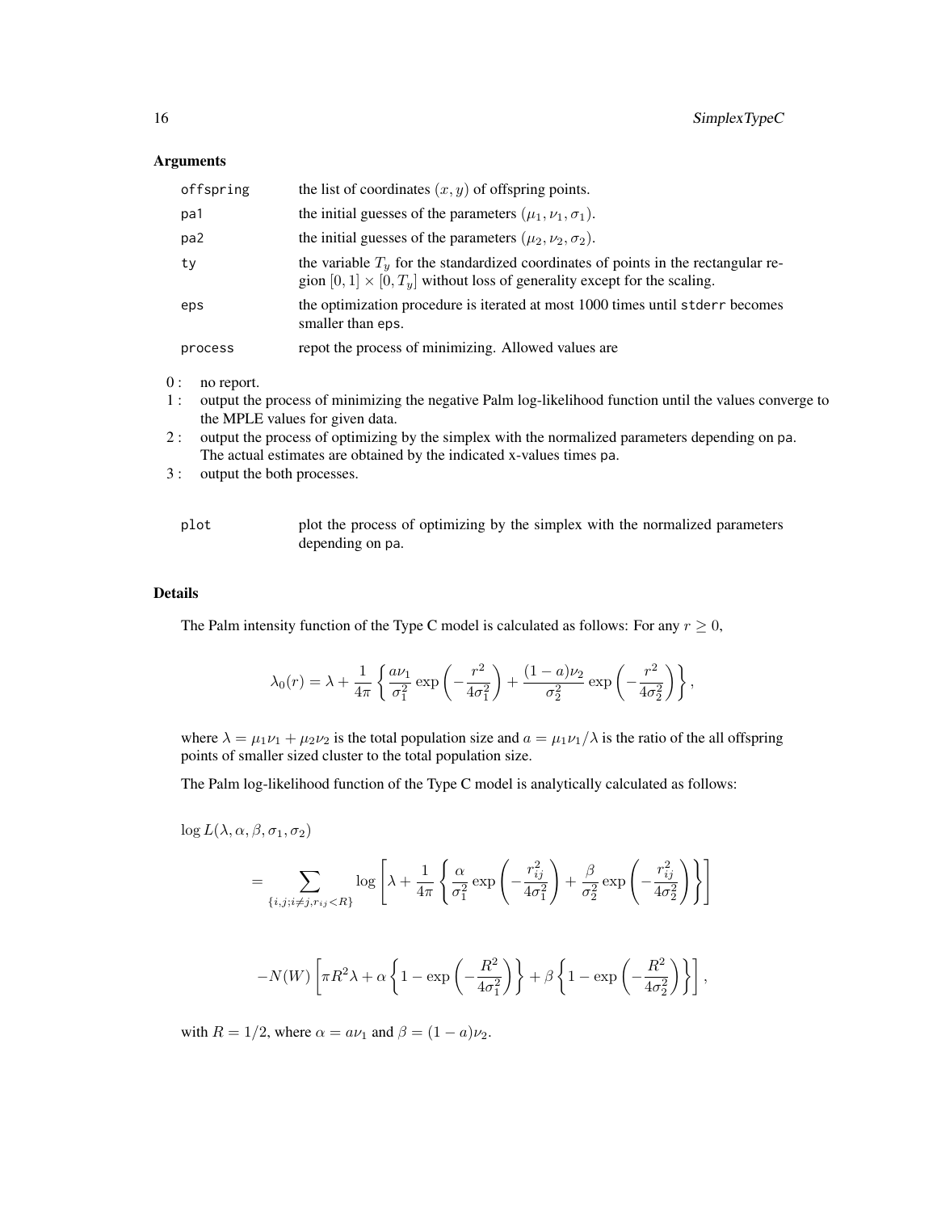### Arguments

| | |
|---|---|
| `offspring` | the list of coordinates $(x, y)$ of offspring points. |
| `pa1` | the initial guesses of the parameters $(\mu_1, \nu_1, \sigma_1)$. |
| `pa2` | the initial guesses of the parameters $(\mu_2, \nu_2, \sigma_2)$. |
| `ty` | the variable $T_y$ for the standardized coordinates of points in the rectangular region $[0, 1] \times [0, T_y]$ without loss of generality except for the scaling. |
| `eps` | the optimization procedure is iterated at most 1000 times until `stderr` becomes smaller than `eps`. |
| `process` | repot the process of minimizing. Allowed values are |

0 : no report.

1 : output the process of minimizing the negative Palm log-likelihood function until the values converge to the MPLE values for given data.

2 : output the process of optimizing by the simplex with the normalized parameters depending on `pa`. The actual estimates are obtained by the indicated x-values times `pa`.

3 : output the both processes.

| | |
|---|---|
| `plot` | plot the process of optimizing by the simplex with the normalized parameters depending on `pa`. |

### Details

The Palm intensity function of the Type C model is calculated as follows: For any $r \geq 0$,

$$\lambda_0(r) = \lambda + \frac{1}{4\pi} \left\{ \frac{a\nu_1}{\sigma_1^2} \exp\left(-\frac{r^2}{4\sigma_1^2}\right) + \frac{(1-a)\nu_2}{\sigma_2^2} \exp\left(-\frac{r^2}{4\sigma_2^2}\right) \right\},$$

where $\lambda = \mu_1\nu_1 + \mu_2\nu_2$ is the total population size and $a = \mu_1\nu_1/\lambda$ is the ratio of the all offspring points of smaller sized cluster to the total population size.

The Palm log-likelihood function of the Type C model is analytically calculated as follows:

$$\log L(\lambda, \alpha, \beta, \sigma_1, \sigma_2)$$

$$= \sum_{\{i,j;i \neq j, r_{ij} < R\}} \log \left[ \lambda + \frac{1}{4\pi} \left\{ \frac{\alpha}{\sigma_1^2} \exp\left(-\frac{r_{ij}^2}{4\sigma_1^2}\right) + \frac{\beta}{\sigma_2^2} \exp\left(-\frac{r_{ij}^2}{4\sigma_2^2}\right) \right\} \right]$$

$$-N(W) \left[ \pi R^2 \lambda + \alpha \left\{ 1 - \exp\left(-\frac{R^2}{4\sigma_1^2}\right) \right\} + \beta \left\{ 1 - \exp\left(-\frac{R^2}{4\sigma_2^2}\right) \right\} \right],$$

with $R = 1/2$, where $\alpha = a\nu_1$ and $\beta = (1-a)\nu_2$.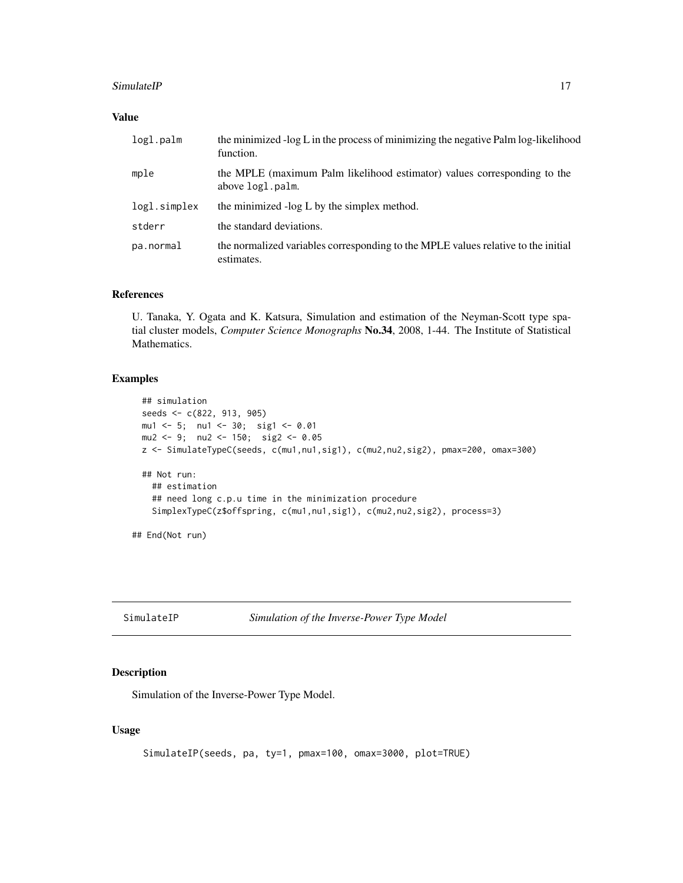## Value

| | |
|---|---|
| logl.palm | the minimized -log L in the process of minimizing the negative Palm log-likelihood function. |
| mple | the MPLE (maximum Palm likelihood estimator) values corresponding to the above logl.palm. |
| logl.simplex | the minimized -log L by the simplex method. |
| stderr | the standard deviations. |
| pa.normal | the normalized variables corresponding to the MPLE values relative to the initial estimates. |

## References

U. Tanaka, Y. Ogata and K. Katsura, Simulation and estimation of the Neyman-Scott type spatial cluster models, *Computer Science Monographs* **No.34**, 2008, 1-44. The Institute of Statistical Mathematics.

## Examples

```
  ## simulation
  seeds <- c(822, 913, 905)
  mu1 <- 5;  nu1 <- 30;  sig1 <- 0.01
  mu2 <- 9;  nu2 <- 150;  sig2 <- 0.05
  z <- SimulateTypeC(seeds, c(mu1,nu1,sig1), c(mu2,nu2,sig2), pmax=200, omax=300)

  ## Not run:
    ## estimation
    ## need long c.p.u time in the minimization procedure
    SimplexTypeC(z$offspring, c(mu1,nu1,sig1), c(mu2,nu2,sig2), process=3)

## End(Not run)
```

# SimulateIP *Simulation of the Inverse-Power Type Model*

## Description

Simulation of the Inverse-Power Type Model.

## Usage

```
SimulateIP(seeds, pa, ty=1, pmax=100, omax=3000, plot=TRUE)
```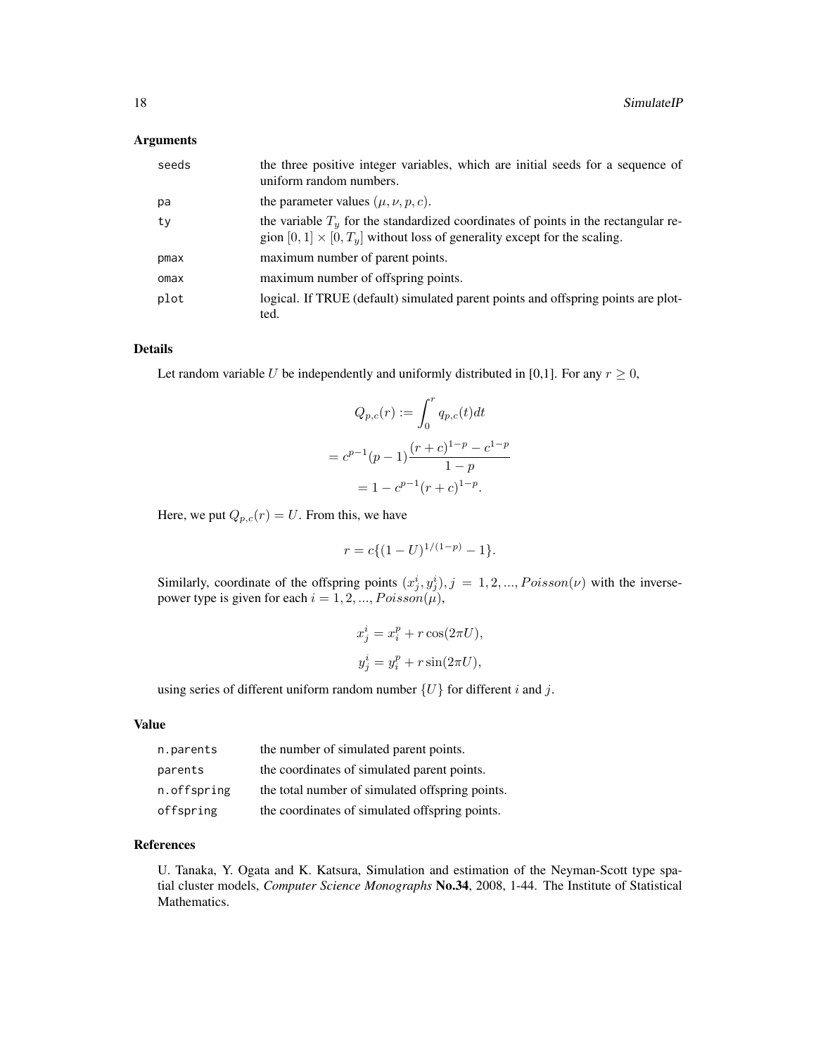### Arguments

| | |
|---|---|
| seeds | the three positive integer variables, which are initial seeds for a sequence of uniform random numbers. |
| pa | the parameter values $(\mu, \nu, p, c)$. |
| ty | the variable $T_y$ for the standardized coordinates of points in the rectangular region $[0, 1] \times [0, T_y]$ without loss of generality except for the scaling. |
| pmax | maximum number of parent points. |
| omax | maximum number of offspring points. |
| plot | logical. If TRUE (default) simulated parent points and offspring points are plotted. |

### Details

Let random variable $U$ be independently and uniformly distributed in [0,1]. For any $r \geq 0$,

$$Q_{p,c}(r) := \int_0^r q_{p,c}(t)dt$$

$$= c^{p-1}(p-1)\frac{(r+c)^{1-p} - c^{1-p}}{1-p}$$

$$= 1 - c^{p-1}(r+c)^{1-p}.$$

Here, we put $Q_{p,c}(r) = U$. From this, we have

$$r = c\{(1-U)^{1/(1-p)} - 1\}.$$

Similarly, coordinate of the offspring points $(x_j^i, y_j^i), j = 1, 2, ..., Poisson(\nu)$ with the inverse-power type is given for each $i = 1, 2, ..., Poisson(\mu)$,

$$x_j^i = x_i^p + r\cos(2\pi U),$$

$$y_j^i = y_i^p + r\sin(2\pi U),$$

using series of different uniform random number $\{U\}$ for different $i$ and $j$.

### Value

| | |
|---|---|
| n.parents | the number of simulated parent points. |
| parents | the coordinates of simulated parent points. |
| n.offspring | the total number of simulated offspring points. |
| offspring | the coordinates of simulated offspring points. |

### References

U. Tanaka, Y. Ogata and K. Katsura, Simulation and estimation of the Neyman-Scott type spatial cluster models, *Computer Science Monographs* **No.34**, 2008, 1-44. The Institute of Statistical Mathematics.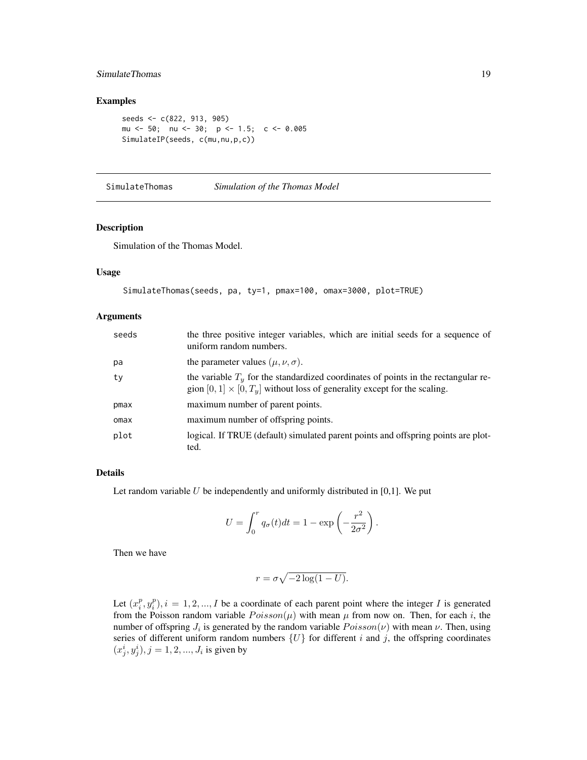## Examples

```
seeds <- c(822, 913, 905)
mu <- 50;  nu <- 30;  p <- 1.5;  c <- 0.005
SimulateIP(seeds, c(mu,nu,p,c))
```

---

# SimulateThomas — *Simulation of the Thomas Model*

---

## Description

Simulation of the Thomas Model.

## Usage

```
SimulateThomas(seeds, pa, ty=1, pmax=100, omax=3000, plot=TRUE)
```

## Arguments

| | |
|---|---|
| seeds | the three positive integer variables, which are initial seeds for a sequence of uniform random numbers. |
| pa | the parameter values $(\mu, \nu, \sigma)$. |
| ty | the variable $T_y$ for the standardized coordinates of points in the rectangular region $[0, 1] \times [0, T_y]$ without loss of generality except for the scaling. |
| pmax | maximum number of parent points. |
| omax | maximum number of offspring points. |
| plot | logical. If TRUE (default) simulated parent points and offspring points are plotted. |

## Details

Let random variable $U$ be independently and uniformly distributed in [0,1]. We put

$$U = \int_0^r q_\sigma(t)dt = 1 - \exp\left(-\frac{r^2}{2\sigma^2}\right).$$

Then we have

$$r = \sigma\sqrt{-2\log(1-U)}.$$

Let $(x_i^p, y_i^p), i = 1, 2, ..., I$ be a coordinate of each parent point where the integer $I$ is generated from the Poisson random variable $Poisson(\mu)$ with mean $\mu$ from now on. Then, for each $i$, the number of offspring $J_i$ is generated by the random variable $Poisson(\nu)$ with mean $\nu$. Then, using series of different uniform random numbers $\{U\}$ for different $i$ and $j$, the offspring coordinates $(x_j^i, y_j^i), j = 1, 2, ..., J_i$ is given by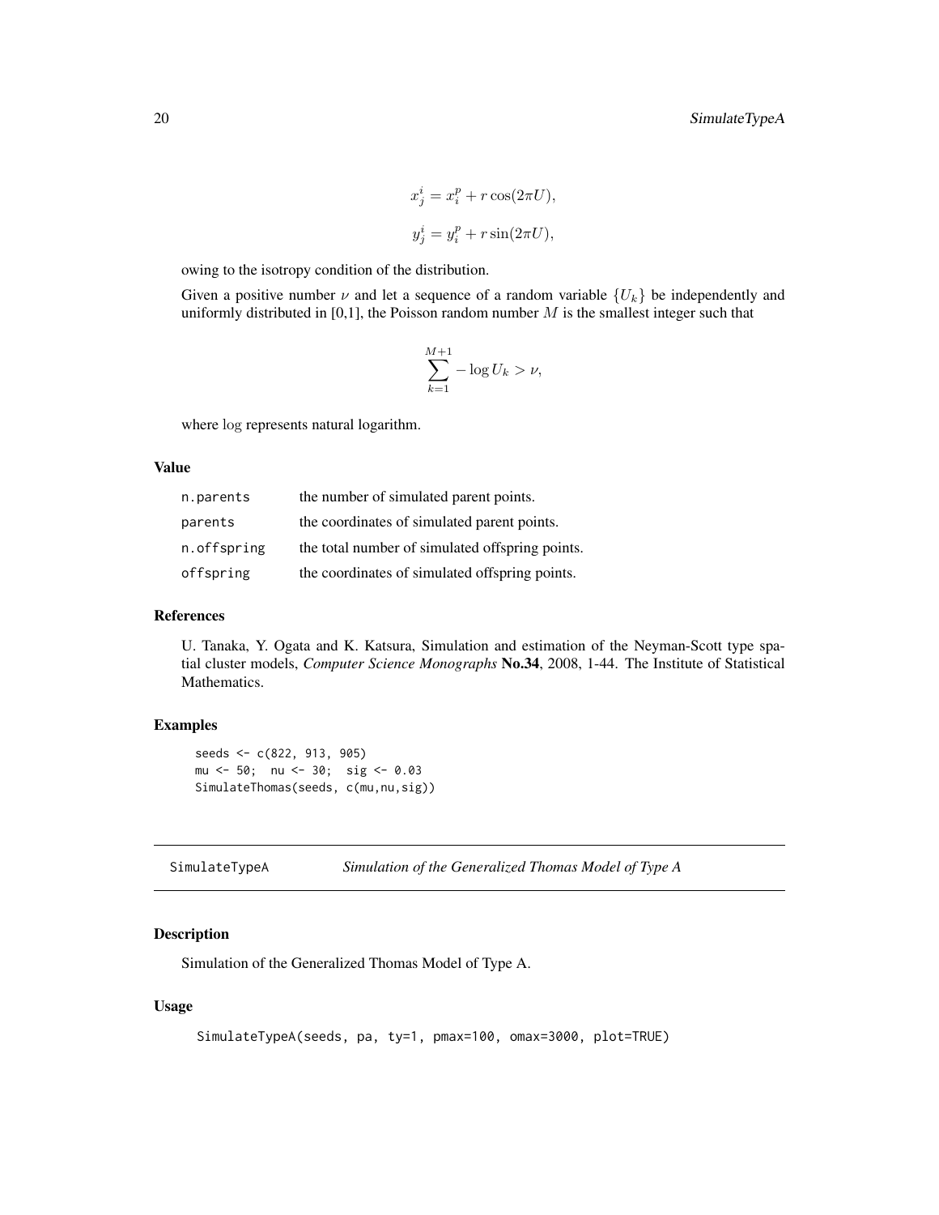$$x_j^i = x_i^p + r\cos(2\pi U),$$

$$y_j^i = y_i^p + r\sin(2\pi U),$$

owing to the isotropy condition of the distribution.

Given a positive number $\nu$ and let a sequence of a random variable $\{U_k\}$ be independently and uniformly distributed in [0,1], the Poisson random number $M$ is the smallest integer such that

$$\sum_{k=1}^{M+1} -\log U_k > \nu,$$

where $\log$ represents natural logarithm.

### Value

| | |
|---|---|
| n.parents | the number of simulated parent points. |
| parents | the coordinates of simulated parent points. |
| n.offspring | the total number of simulated offspring points. |
| offspring | the coordinates of simulated offspring points. |

### References

U. Tanaka, Y. Ogata and K. Katsura, Simulation and estimation of the Neyman-Scott type spatial cluster models, *Computer Science Monographs* **No.34**, 2008, 1-44. The Institute of Statistical Mathematics.

### Examples

```
seeds <- c(822, 913, 905)
mu <- 50;  nu <- 30;  sig <- 0.03
SimulateThomas(seeds, c(mu,nu,sig))
```

---

## SimulateTypeA — *Simulation of the Generalized Thomas Model of Type A*

---

### Description

Simulation of the Generalized Thomas Model of Type A.

### Usage

```
SimulateTypeA(seeds, pa, ty=1, pmax=100, omax=3000, plot=TRUE)
```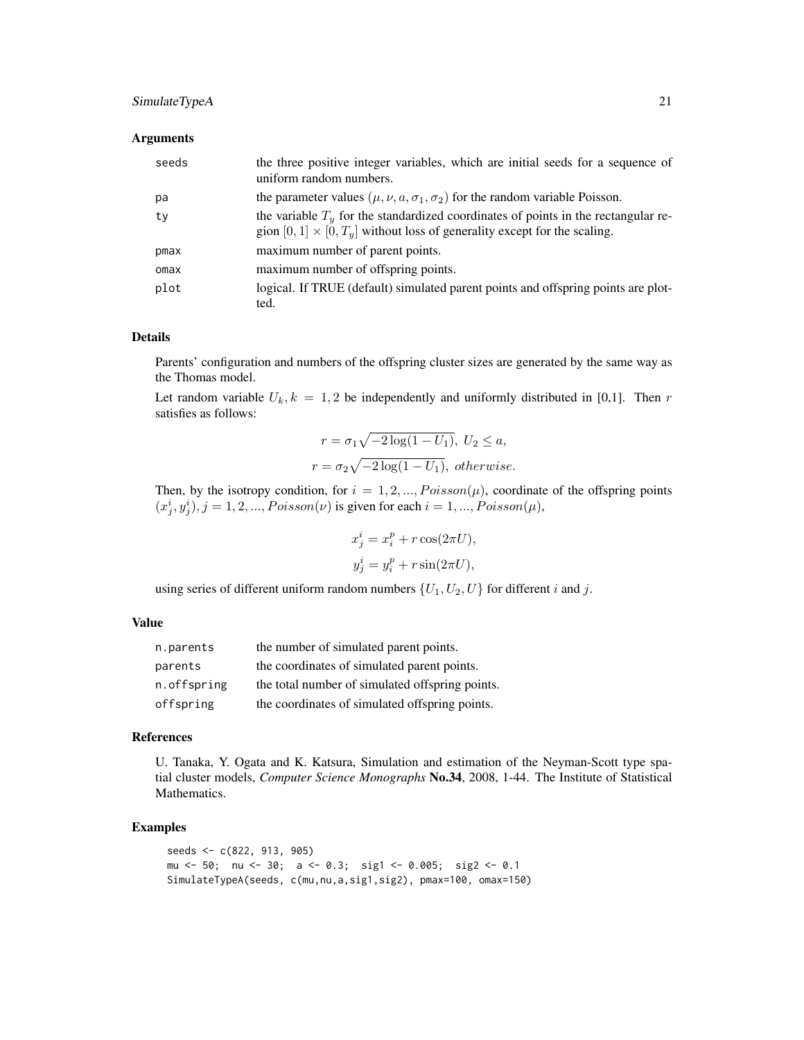### Arguments

| | |
|---|---|
| `seeds` | the three positive integer variables, which are initial seeds for a sequence of uniform random numbers. |
| `pa` | the parameter values $(\mu, \nu, a, \sigma_1, \sigma_2)$ for the random variable Poisson. |
| `ty` | the variable $T_y$ for the standardized coordinates of points in the rectangular region $[0,1] \times [0, T_y]$ without loss of generality except for the scaling. |
| `pmax` | maximum number of parent points. |
| `omax` | maximum number of offspring points. |
| `plot` | logical. If TRUE (default) simulated parent points and offspring points are plotted. |

### Details

Parents' configuration and numbers of the offspring cluster sizes are generated by the same way as the Thomas model.

Let random variable $U_k, k = 1, 2$ be independently and uniformly distributed in [0,1]. Then $r$ satisfies as follows:

$$r = \sigma_1 \sqrt{-2 \log(1 - U_1)}, \; U_2 \leq a,$$

$$r = \sigma_2 \sqrt{-2 \log(1 - U_1)}, \; otherwise.$$

Then, by the isotropy condition, for $i = 1, 2, ..., Poisson(\mu)$, coordinate of the offspring points $(x^i_j, y^i_j), j = 1, 2, ..., Poisson(\nu)$ is given for each $i = 1, ..., Poisson(\mu)$,

$$x^i_j = x^p_i + r \cos(2\pi U),$$

$$y^i_j = y^p_i + r \sin(2\pi U),$$

using series of different uniform random numbers $\{U_1, U_2, U\}$ for different $i$ and $j$.

### Value

| | |
|---|---|
| `n.parents` | the number of simulated parent points. |
| `parents` | the coordinates of simulated parent points. |
| `n.offspring` | the total number of simulated offspring points. |
| `offspring` | the coordinates of simulated offspring points. |

### References

U. Tanaka, Y. Ogata and K. Katsura, Simulation and estimation of the Neyman-Scott type spatial cluster models, *Computer Science Monographs* **No.34**, 2008, 1-44. The Institute of Statistical Mathematics.

### Examples

```
seeds <- c(822, 913, 905)
mu <- 50;  nu <- 30;  a <- 0.3;  sig1 <- 0.005;  sig2 <- 0.1
SimulateTypeA(seeds, c(mu,nu,a,sig1,sig2), pmax=100, omax=150)
```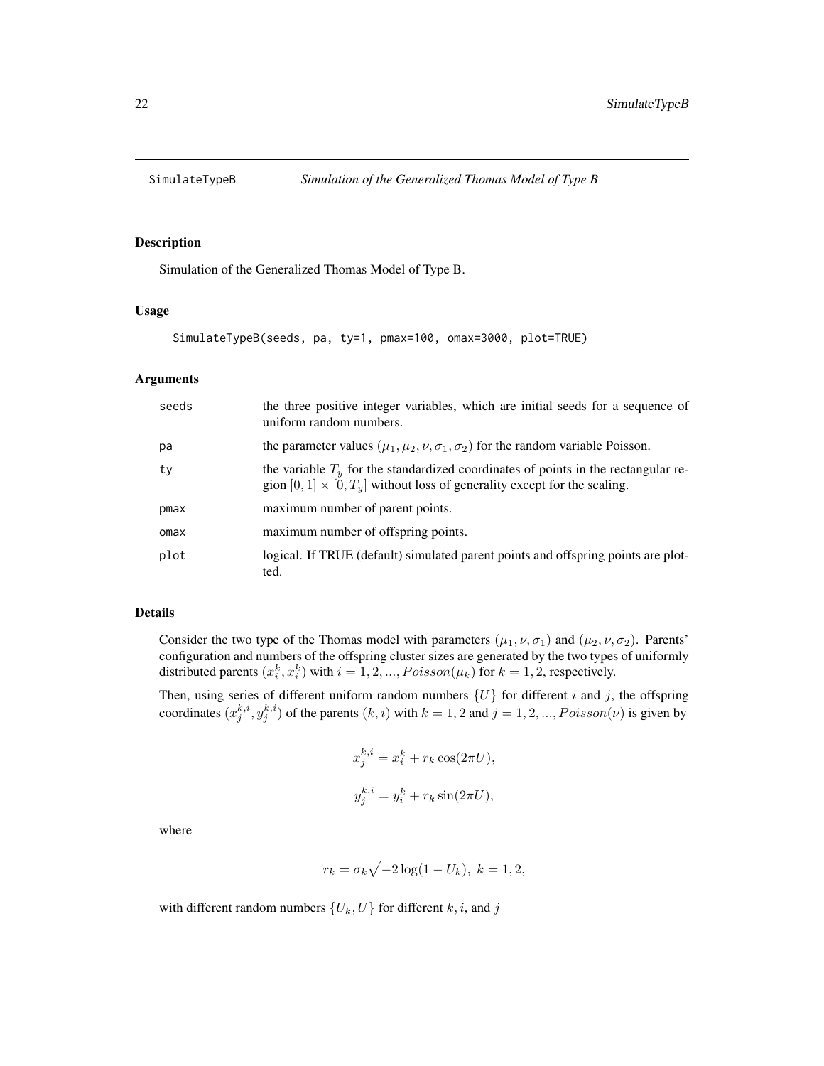SimulateTypeB — *Simulation of the Generalized Thomas Model of Type B*

## Description

Simulation of the Generalized Thomas Model of Type B.

## Usage

```
SimulateTypeB(seeds, pa, ty=1, pmax=100, omax=3000, plot=TRUE)
```

## Arguments

| | |
|---|---|
| seeds | the three positive integer variables, which are initial seeds for a sequence of uniform random numbers. |
| pa | the parameter values $(\mu_1, \mu_2, \nu, \sigma_1, \sigma_2)$ for the random variable Poisson. |
| ty | the variable $T_y$ for the standardized coordinates of points in the rectangular region $[0, 1] \times [0, T_y]$ without loss of generality except for the scaling. |
| pmax | maximum number of parent points. |
| omax | maximum number of offspring points. |
| plot | logical. If TRUE (default) simulated parent points and offspring points are plotted. |

## Details

Consider the two type of the Thomas model with parameters $(\mu_1, \nu, \sigma_1)$ and $(\mu_2, \nu, \sigma_2)$. Parents' configuration and numbers of the offspring cluster sizes are generated by the two types of uniformly distributed parents $(x_i^k, x_i^k)$ with $i = 1, 2, ..., Poisson(\mu_k)$ for $k = 1, 2$, respectively.

Then, using series of different uniform random numbers $\{U\}$ for different $i$ and $j$, the offspring coordinates $(x_j^{k,i}, y_j^{k,i})$ of the parents $(k, i)$ with $k = 1, 2$ and $j = 1, 2, ..., Poisson(\nu)$ is given by

$$x_j^{k,i} = x_i^k + r_k \cos(2\pi U),$$

$$y_j^{k,i} = y_i^k + r_k \sin(2\pi U),$$

where

$$r_k = \sigma_k \sqrt{-2 \log(1 - U_k)}, \ k = 1, 2,$$

with different random numbers $\{U_k, U\}$ for different $k, i$, and $j$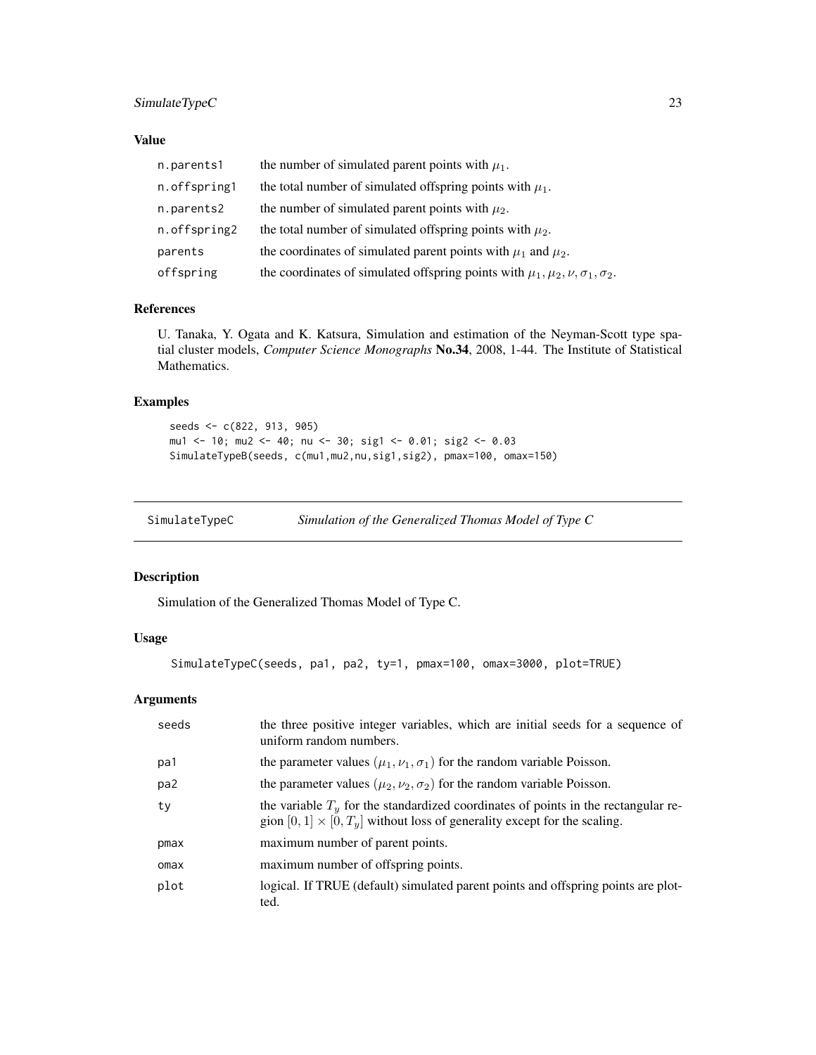### Value

| | |
|---|---|
| n.parents1 | the number of simulated parent points with $\mu_1$. |
| n.offspring1 | the total number of simulated offspring points with $\mu_1$. |
| n.parents2 | the number of simulated parent points with $\mu_2$. |
| n.offspring2 | the total number of simulated offspring points with $\mu_2$. |
| parents | the coordinates of simulated parent points with $\mu_1$ and $\mu_2$. |
| offspring | the coordinates of simulated offspring points with $\mu_1, \mu_2, \nu, \sigma_1, \sigma_2$. |

### References

U. Tanaka, Y. Ogata and K. Katsura, Simulation and estimation of the Neyman-Scott type spatial cluster models, *Computer Science Monographs* **No.34**, 2008, 1-44. The Institute of Statistical Mathematics.

### Examples

```
seeds <- c(822, 913, 905)
mu1 <- 10; mu2 <- 40; nu <- 30; sig1 <- 0.01; sig2 <- 0.03
SimulateTypeB(seeds, c(mu1,mu2,nu,sig1,sig2), pmax=100, omax=150)
```

---

## SimulateTypeC — *Simulation of the Generalized Thomas Model of Type C*

### Description

Simulation of the Generalized Thomas Model of Type C.

### Usage

```
SimulateTypeC(seeds, pa1, pa2, ty=1, pmax=100, omax=3000, plot=TRUE)
```

### Arguments

| | |
|---|---|
| seeds | the three positive integer variables, which are initial seeds for a sequence of uniform random numbers. |
| pa1 | the parameter values $(\mu_1, \nu_1, \sigma_1)$ for the random variable Poisson. |
| pa2 | the parameter values $(\mu_2, \nu_2, \sigma_2)$ for the random variable Poisson. |
| ty | the variable $T_y$ for the standardized coordinates of points in the rectangular region $[0, 1] \times [0, T_y]$ without loss of generality except for the scaling. |
| pmax | maximum number of parent points. |
| omax | maximum number of offspring points. |
| plot | logical. If TRUE (default) simulated parent points and offspring points are plotted. |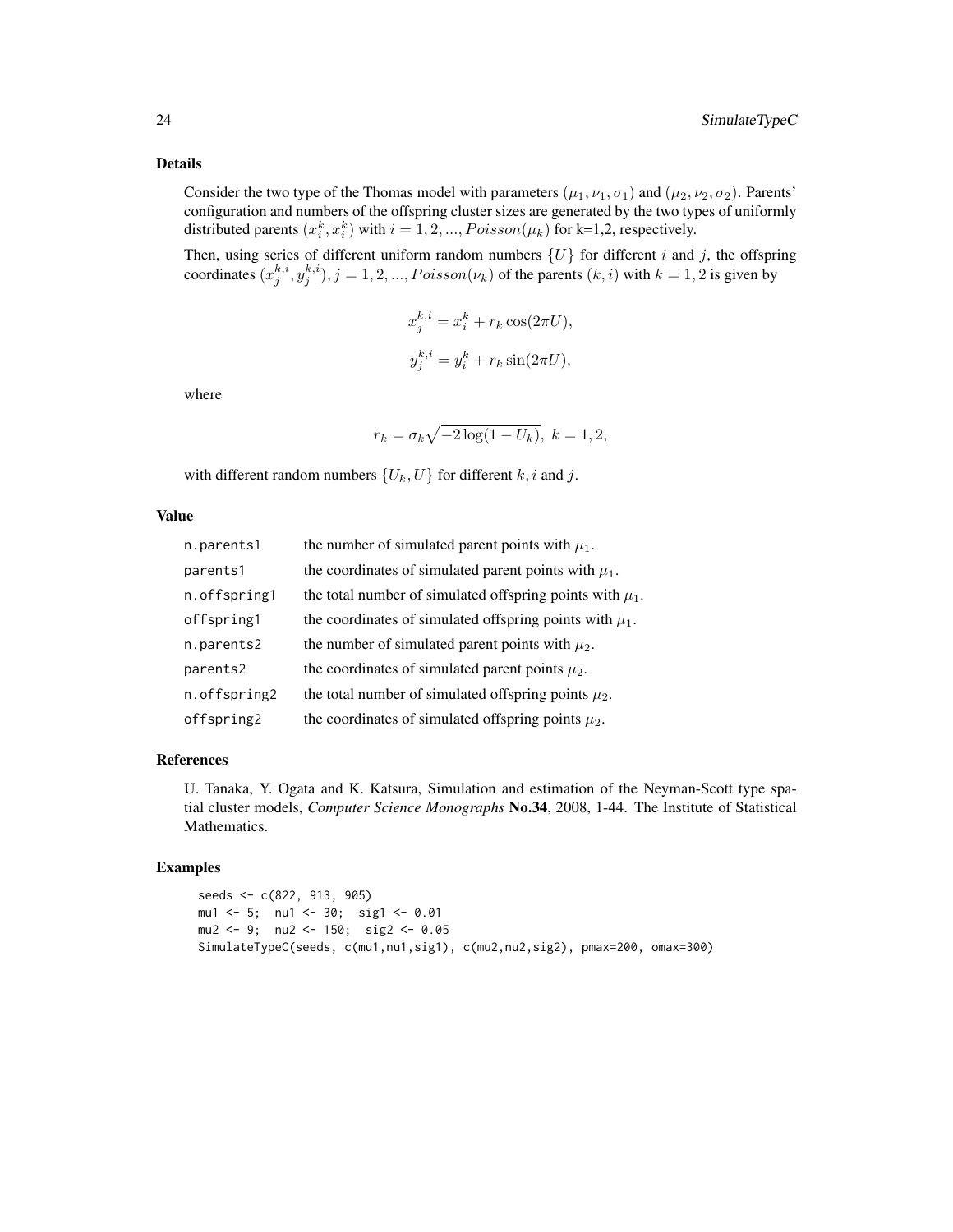## Details

Consider the two type of the Thomas model with parameters $(\mu_1, \nu_1, \sigma_1)$ and $(\mu_2, \nu_2, \sigma_2)$. Parents' configuration and numbers of the offspring cluster sizes are generated by the two types of uniformly distributed parents $(x_i^k, x_i^k)$ with $i = 1, 2, ..., Poisson(\mu_k)$ for k=1,2, respectively.

Then, using series of different uniform random numbers $\{U\}$ for different $i$ and $j$, the offspring coordinates $(x_j^{k,i}, y_j^{k,i}), j = 1, 2, ..., Poisson(\nu_k)$ of the parents $(k, i)$ with $k = 1, 2$ is given by

$$x_j^{k,i} = x_i^k + r_k \cos(2\pi U),$$

$$y_j^{k,i} = y_i^k + r_k \sin(2\pi U),$$

where

$$r_k = \sigma_k \sqrt{-2 \log(1 - U_k)}, \ k = 1, 2,$$

with different random numbers $\{U_k, U\}$ for different $k, i$ and $j$.

## Value

| | |
|---|---|
| n.parents1 | the number of simulated parent points with $\mu_1$. |
| parents1 | the coordinates of simulated parent points with $\mu_1$. |
| n.offspring1 | the total number of simulated offspring points with $\mu_1$. |
| offspring1 | the coordinates of simulated offspring points with $\mu_1$. |
| n.parents2 | the number of simulated parent points with $\mu_2$. |
| parents2 | the coordinates of simulated parent points $\mu_2$. |
| n.offspring2 | the total number of simulated offspring points $\mu_2$. |
| offspring2 | the coordinates of simulated offspring points $\mu_2$. |

## References

U. Tanaka, Y. Ogata and K. Katsura, Simulation and estimation of the Neyman-Scott type spatial cluster models, *Computer Science Monographs* **No.34**, 2008, 1-44. The Institute of Statistical Mathematics.

## Examples

```
seeds <- c(822, 913, 905)
mu1 <- 5;  nu1 <- 30;  sig1 <- 0.01
mu2 <- 9;  nu2 <- 150;  sig2 <- 0.05
SimulateTypeC(seeds, c(mu1,nu1,sig1), c(mu2,nu2,sig2), pmax=200, omax=300)
```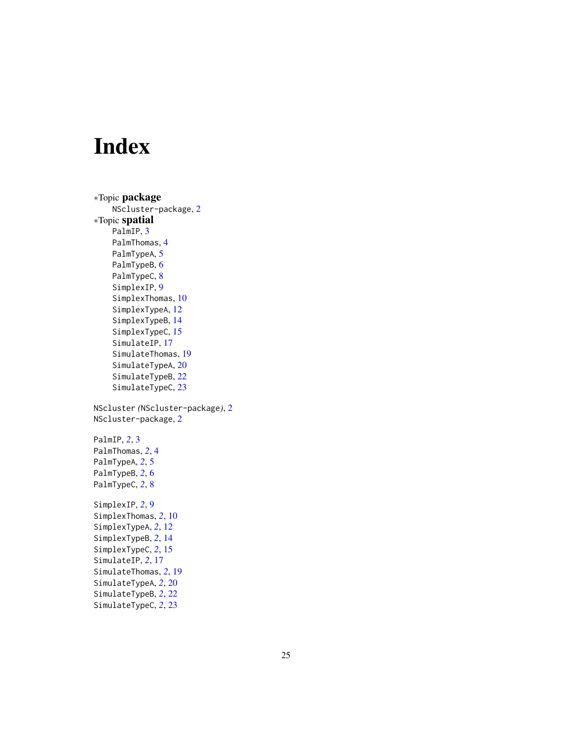# Index

∗Topic **package**
  NScluster-package, 2
∗Topic **spatial**
  PalmIP, 3
  PalmThomas, 4
  PalmTypeA, 5
  PalmTypeB, 6
  PalmTypeC, 8
  SimplexIP, 9
  SimplexThomas, 10
  SimplexTypeA, 12
  SimplexTypeB, 14
  SimplexTypeC, 15
  SimulateIP, 17
  SimulateThomas, 19
  SimulateTypeA, 20
  SimulateTypeB, 22
  SimulateTypeC, 23

NScluster *(*NScluster-package*)*, 2
NScluster-package, 2

PalmIP, *2*, 3
PalmThomas, *2*, 4
PalmTypeA, *2*, 5
PalmTypeB, *2*, 6
PalmTypeC, *2*, 8

SimplexIP, *2*, 9
SimplexThomas, *2*, 10
SimplexTypeA, *2*, 12
SimplexTypeB, *2*, 14
SimplexTypeC, *2*, 15
SimulateIP, *2*, 17
SimulateThomas, *2*, 19
SimulateTypeA, *2*, 20
SimulateTypeB, *2*, 22
SimulateTypeC, *2*, 23